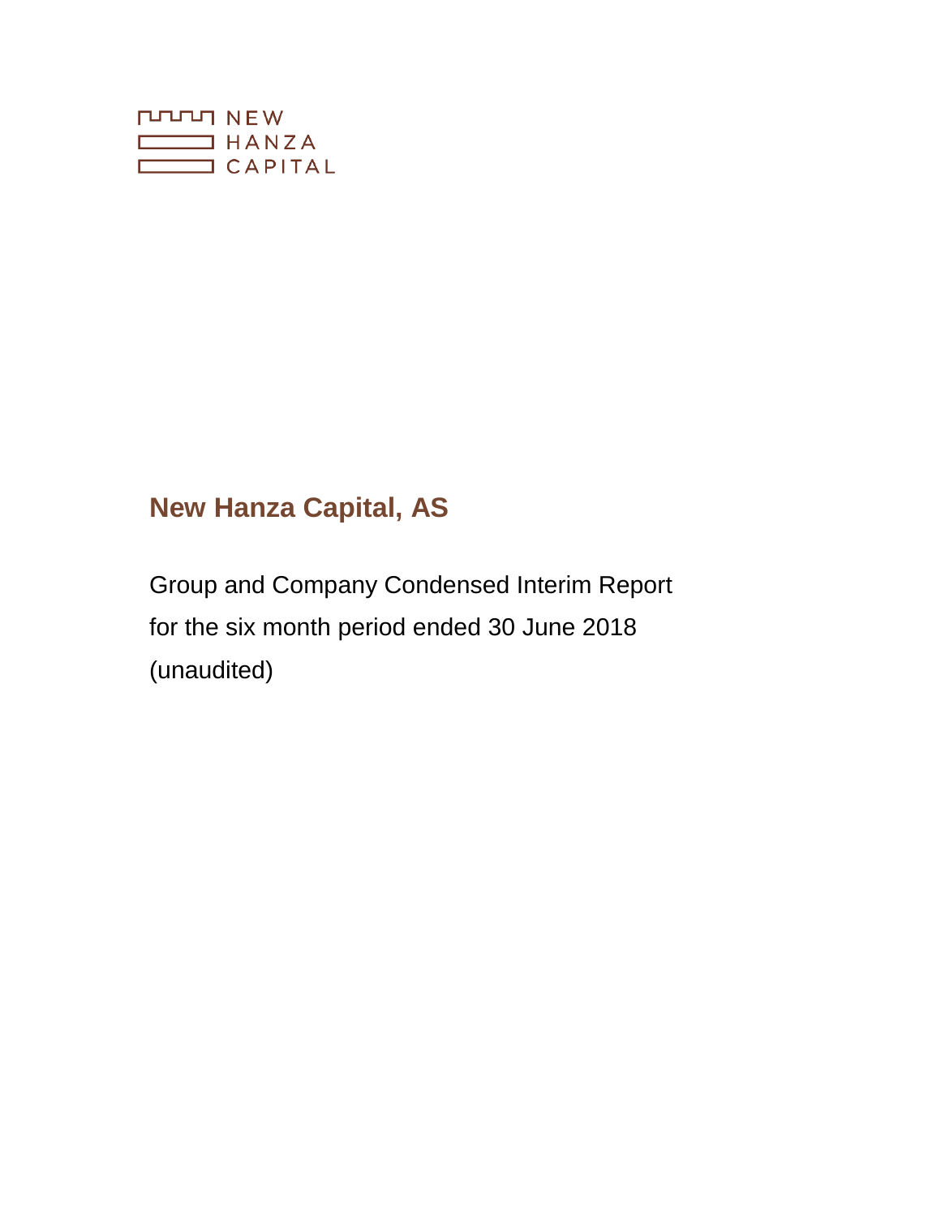NEW
HANZA
CAPITAL

# New Hanza Capital, AS

Group and Company Condensed Interim Report
for the six month period ended 30 June 2018
(unaudited)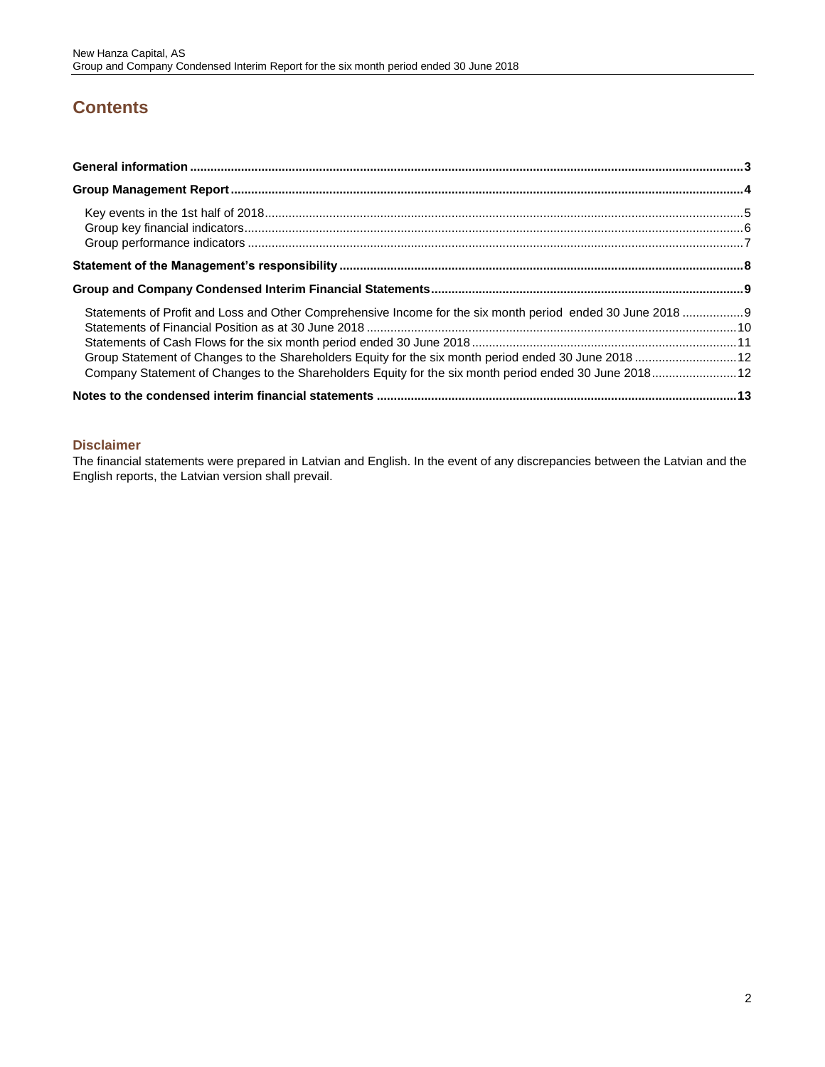# Contents

**General information** .......... 3

**Group Management Report** .......... 4

- Key events in the 1st half of 2018 .......... 5
- Group key financial indicators .......... 6
- Group performance indicators .......... 7

**Statement of the Management's responsibility** .......... 8

**Group and Company Condensed Interim Financial Statements** .......... 9

- Statements of Profit and Loss and Other Comprehensive Income for the six month period ended 30 June 2018 .......... 9
- Statements of Financial Position as at 30 June 2018 .......... 10
- Statements of Cash Flows for the six month period ended 30 June 2018 .......... 11
- Group Statement of Changes to the Shareholders Equity for the six month period ended 30 June 2018 .......... 12
- Company Statement of Changes to the Shareholders Equity for the six month period ended 30 June 2018 .......... 12

**Notes to the condensed interim financial statements** .......... 13

### Disclaimer

The financial statements were prepared in Latvian and English. In the event of any discrepancies between the Latvian and the English reports, the Latvian version shall prevail.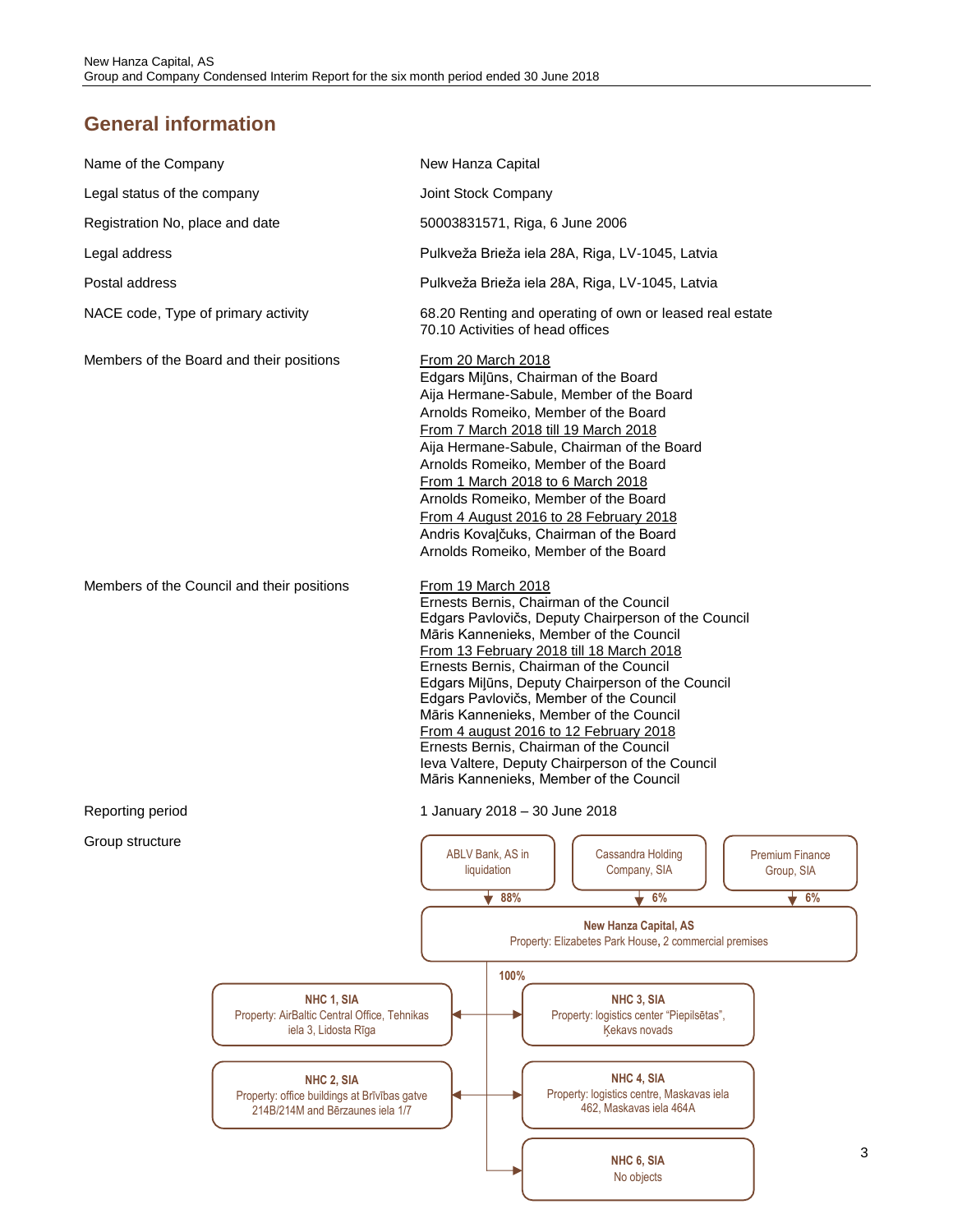# General information

| | |
|---|---|
| Name of the Company | New Hanza Capital |
| Legal status of the company | Joint Stock Company |
| Registration No, place and date | 50003831571, Riga, 6 June 2006 |
| Legal address | Pulkveža Brieža iela 28A, Riga, LV-1045, Latvia |
| Postal address | Pulkveža Brieža iela 28A, Riga, LV-1045, Latvia |
| NACE code, Type of primary activity | 68.20 Renting and operating of own or leased real estate<br>70.10 Activities of head offices |
| Members of the Board and their positions | From 20 March 2018<br>Edgars Miļūns, Chairman of the Board<br>Aija Hermane-Sabule, Member of the Board<br>Arnolds Romeiko, Member of the Board<br>From 7 March 2018 till 19 March 2018<br>Aija Hermane-Sabule, Chairman of the Board<br>Arnolds Romeiko, Member of the Board<br>From 1 March 2018 to 6 March 2018<br>Arnolds Romeiko, Member of the Board<br>From 4 August 2016 to 28 February 2018<br>Andris Kovaļčuks, Chairman of the Board<br>Arnolds Romeiko, Member of the Board |
| Members of the Council and their positions | From 19 March 2018<br>Ernests Bernis, Chairman of the Council<br>Edgars Pavlovičs, Deputy Chairperson of the Council<br>Māris Kannenieks, Member of the Council<br>From 13 February 2018 till 18 March 2018<br>Ernests Bernis, Chairman of the Council<br>Edgars Miļūns, Deputy Chairperson of the Council<br>Edgars Pavlovičs, Member of the Council<br>Māris Kannenieks, Member of the Council<br>From 4 august 2016 to 12 February 2018<br>Ernests Bernis, Chairman of the Council<br>Ieva Valtere, Deputy Chairperson of the Council<br>Māris Kannenieks, Member of the Council |
| Reporting period | 1 January 2018 – 30 June 2018 |
| Group structure | |

**Shareholders of New Hanza Capital, AS:**
- ABLV Bank, AS in liquidation – 88%
- Cassandra Holding Company, SIA – 6%
- Premium Finance Group, SIA – 6%

**New Hanza Capital, AS**
Property: Elizabetes Park House, 2 commercial premises

**Subsidiaries (100%):**
- **NHC 1, SIA** – Property: AirBaltic Central Office, Tehnikas iela 3, Lidosta Rīga
- **NHC 2, SIA** – Property: office buildings at Brīvības gatve 214B/214M and Bērzaunes iela 1/7
- **NHC 3, SIA** – Property: logistics center "Piepilsētas", Ķekavs novads
- **NHC 4, SIA** – Property: logistics centre, Maskavas iela 462, Maskavas iela 464A
- **NHC 6, SIA** – No objects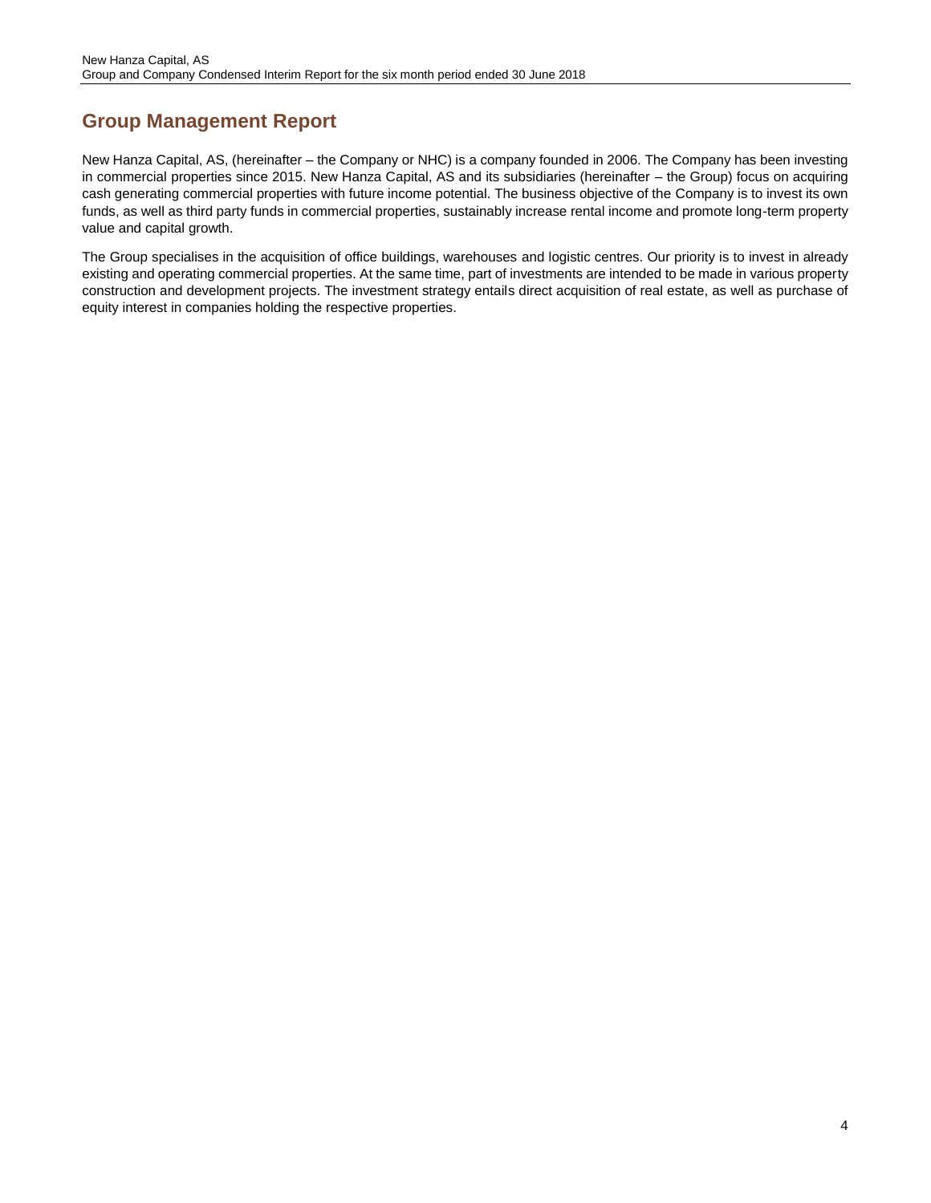# Group Management Report

New Hanza Capital, AS, (hereinafter – the Company or NHC) is a company founded in 2006. The Company has been investing in commercial properties since 2015. New Hanza Capital, AS and its subsidiaries (hereinafter – the Group) focus on acquiring cash generating commercial properties with future income potential. The business objective of the Company is to invest its own funds, as well as third party funds in commercial properties, sustainably increase rental income and promote long-term property value and capital growth.

The Group specialises in the acquisition of office buildings, warehouses and logistic centres. Our priority is to invest in already existing and operating commercial properties. At the same time, part of investments are intended to be made in various property construction and development projects. The investment strategy entails direct acquisition of real estate, as well as purchase of equity interest in companies holding the respective properties.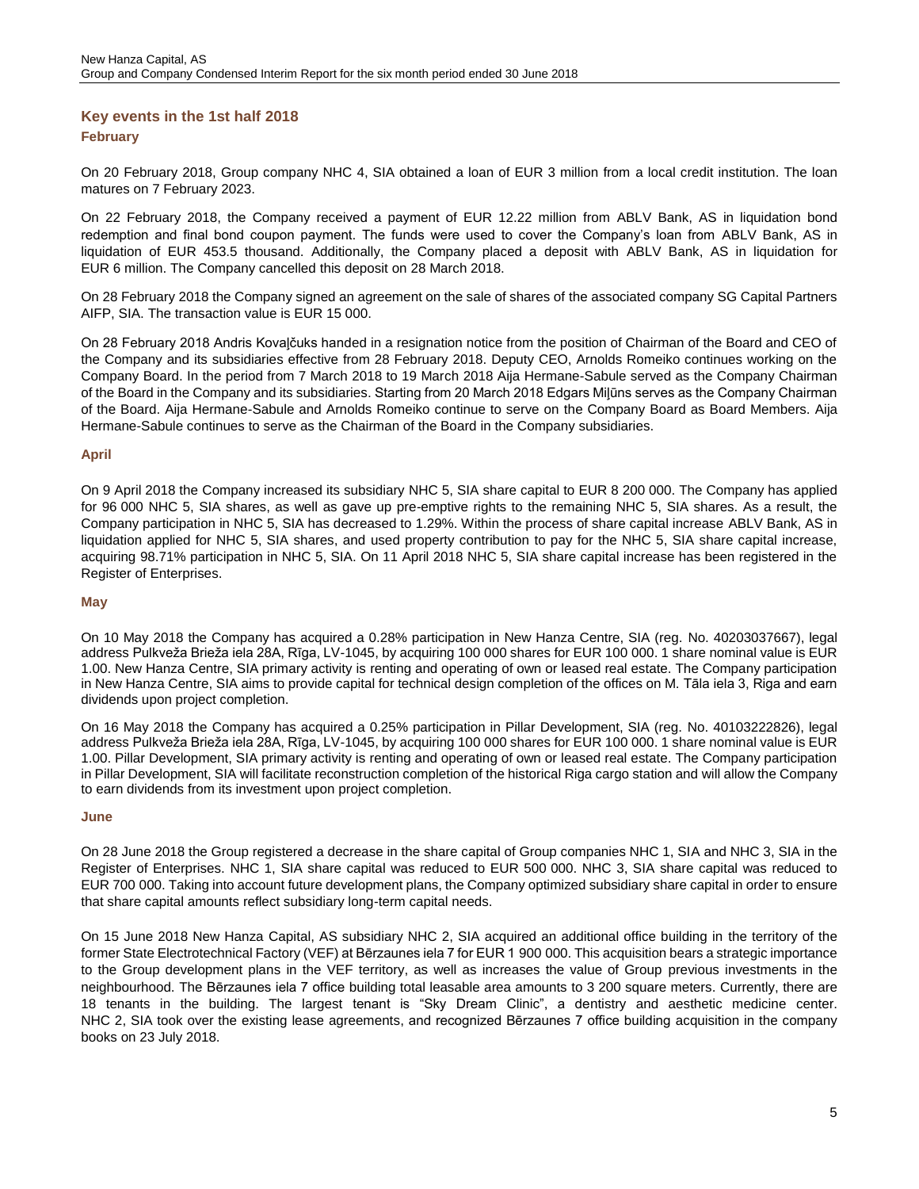## Key events in the 1st half 2018

### February

On 20 February 2018, Group company NHC 4, SIA obtained a loan of EUR 3 million from a local credit institution. The loan matures on 7 February 2023.

On 22 February 2018, the Company received a payment of EUR 12.22 million from ABLV Bank, AS in liquidation bond redemption and final bond coupon payment. The funds were used to cover the Company's loan from ABLV Bank, AS in liquidation of EUR 453.5 thousand. Additionally, the Company placed a deposit with ABLV Bank, AS in liquidation for EUR 6 million. The Company cancelled this deposit on 28 March 2018.

On 28 February 2018 the Company signed an agreement on the sale of shares of the associated company SG Capital Partners AIFP, SIA. The transaction value is EUR 15 000.

On 28 February 2018 Andris Kovaļčuks handed in a resignation notice from the position of Chairman of the Board and CEO of the Company and its subsidiaries effective from 28 February 2018. Deputy CEO, Arnolds Romeiko continues working on the Company Board. In the period from 7 March 2018 to 19 March 2018 Aija Hermane-Sabule served as the Company Chairman of the Board in the Company and its subsidiaries. Starting from 20 March 2018 Edgars Miļūns serves as the Company Chairman of the Board. Aija Hermane-Sabule and Arnolds Romeiko continue to serve on the Company Board as Board Members. Aija Hermane-Sabule continues to serve as the Chairman of the Board in the Company subsidiaries.

### April

On 9 April 2018 the Company increased its subsidiary NHC 5, SIA share capital to EUR 8 200 000. The Company has applied for 96 000 NHC 5, SIA shares, as well as gave up pre-emptive rights to the remaining NHC 5, SIA shares. As a result, the Company participation in NHC 5, SIA has decreased to 1.29%. Within the process of share capital increase ABLV Bank, AS in liquidation applied for NHC 5, SIA shares, and used property contribution to pay for the NHC 5, SIA share capital increase, acquiring 98.71% participation in NHC 5, SIA. On 11 April 2018 NHC 5, SIA share capital increase has been registered in the Register of Enterprises.

### May

On 10 May 2018 the Company has acquired a 0.28% participation in New Hanza Centre, SIA (reg. No. 40203037667), legal address Pulkveža Brieža iela 28A, Rīga, LV-1045, by acquiring 100 000 shares for EUR 100 000. 1 share nominal value is EUR 1.00. New Hanza Centre, SIA primary activity is renting and operating of own or leased real estate. The Company participation in New Hanza Centre, SIA aims to provide capital for technical design completion of the offices on M. Tāla iela 3, Riga and earn dividends upon project completion.

On 16 May 2018 the Company has acquired a 0.25% participation in Pillar Development, SIA (reg. No. 40103222826), legal address Pulkveža Brieža iela 28A, Rīga, LV-1045, by acquiring 100 000 shares for EUR 100 000. 1 share nominal value is EUR 1.00. Pillar Development, SIA primary activity is renting and operating of own or leased real estate. The Company participation in Pillar Development, SIA will facilitate reconstruction completion of the historical Riga cargo station and will allow the Company to earn dividends from its investment upon project completion.

### June

On 28 June 2018 the Group registered a decrease in the share capital of Group companies NHC 1, SIA and NHC 3, SIA in the Register of Enterprises. NHC 1, SIA share capital was reduced to EUR 500 000. NHC 3, SIA share capital was reduced to EUR 700 000. Taking into account future development plans, the Company optimized subsidiary share capital in order to ensure that share capital amounts reflect subsidiary long-term capital needs.

On 15 June 2018 New Hanza Capital, AS subsidiary NHC 2, SIA acquired an additional office building in the territory of the former State Electrotechnical Factory (VEF) at Bērzaunes iela 7 for EUR 1 900 000. This acquisition bears a strategic importance to the Group development plans in the VEF territory, as well as increases the value of Group previous investments in the neighbourhood. The Bērzaunes iela 7 office building total leasable area amounts to 3 200 square meters. Currently, there are 18 tenants in the building. The largest tenant is "Sky Dream Clinic", a dentistry and aesthetic medicine center. NHC 2, SIA took over the existing lease agreements, and recognized Bērzaunes 7 office building acquisition in the company books on 23 July 2018.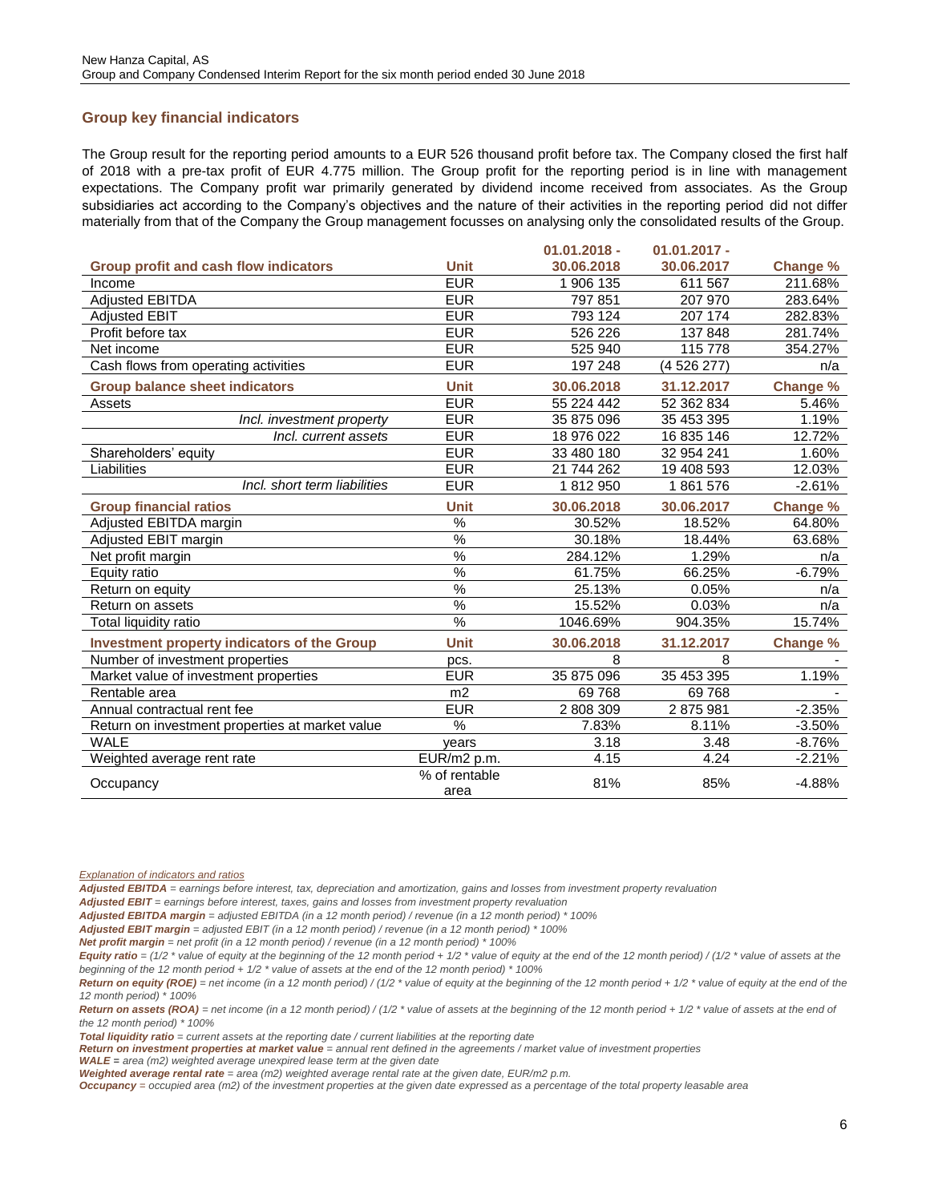## Group key financial indicators

The Group result for the reporting period amounts to a EUR 526 thousand profit before tax. The Company closed the first half of 2018 with a pre-tax profit of EUR 4.775 million. The Group profit for the reporting period is in line with management expectations. The Company profit war primarily generated by dividend income received from associates. As the Group subsidiaries act according to the Company's objectives and the nature of their activities in the reporting period did not differ materially from that of the Company the Group management focusses on analysing only the consolidated results of the Group.

| Group profit and cash flow indicators | Unit | 01.01.2018 - 30.06.2018 | 01.01.2017 - 30.06.2017 | Change % |
|---|---|---|---|---|
| Income | EUR | 1 906 135 | 611 567 | 211.68% |
| Adjusted EBITDA | EUR | 797 851 | 207 970 | 283.64% |
| Adjusted EBIT | EUR | 793 124 | 207 174 | 282.83% |
| Profit before tax | EUR | 526 226 | 137 848 | 281.74% |
| Net income | EUR | 525 940 | 115 778 | 354.27% |
| Cash flows from operating activities | EUR | 197 248 | (4 526 277) | n/a |
| **Group balance sheet indicators** | **Unit** | **30.06.2018** | **31.12.2017** | **Change %** |
| Assets | EUR | 55 224 442 | 52 362 834 | 5.46% |
| *Incl. investment property* | EUR | 35 875 096 | 35 453 395 | 1.19% |
| *Incl. current assets* | EUR | 18 976 022 | 16 835 146 | 12.72% |
| Shareholders' equity | EUR | 33 480 180 | 32 954 241 | 1.60% |
| Liabilities | EUR | 21 744 262 | 19 408 593 | 12.03% |
| *Incl. short term liabilities* | EUR | 1 812 950 | 1 861 576 | -2.61% |
| **Group financial ratios** | **Unit** | **30.06.2018** | **30.06.2017** | **Change %** |
| Adjusted EBITDA margin | % | 30.52% | 18.52% | 64.80% |
| Adjusted EBIT margin | % | 30.18% | 18.44% | 63.68% |
| Net profit margin | % | 284.12% | 1.29% | n/a |
| Equity ratio | % | 61.75% | 66.25% | -6.79% |
| Return on equity | % | 25.13% | 0.05% | n/a |
| Return on assets | % | 15.52% | 0.03% | n/a |
| Total liquidity ratio | % | 1046.69% | 904.35% | 15.74% |
| **Investment property indicators of the Group** | **Unit** | **30.06.2018** | **31.12.2017** | **Change %** |
| Number of investment properties | pcs. | 8 | 8 | - |
| Market value of investment properties | EUR | 35 875 096 | 35 453 395 | 1.19% |
| Rentable area | m2 | 69 768 | 69 768 | - |
| Annual contractual rent fee | EUR | 2 808 309 | 2 875 981 | -2.35% |
| Return on investment properties at market value | % | 7.83% | 8.11% | -3.50% |
| WALE | years | 3.18 | 3.48 | -8.76% |
| Weighted average rent rate | EUR/m2 p.m. | 4.15 | 4.24 | -2.21% |
| Occupancy | % of rentable area | 81% | 85% | -4.88% |

*Explanation of indicators and ratios*

***Adjusted EBITDA*** *= earnings before interest, tax, depreciation and amortization, gains and losses from investment property revaluation*

***Adjusted EBIT*** *= earnings before interest, taxes, gains and losses from investment property revaluation*

***Adjusted EBITDA margin*** *= adjusted EBITDA (in a 12 month period) / revenue (in a 12 month period) * 100%*

***Adjusted EBIT margin*** *= adjusted EBIT (in a 12 month period) / revenue (in a 12 month period) * 100%*

***Net profit margin*** *= net profit (in a 12 month period) / revenue (in a 12 month period) * 100%*

***Equity ratio*** *= (1/2 * value of equity at the beginning of the 12 month period + 1/2 * value of equity at the end of the 12 month period) / (1/2 * value of assets at the beginning of the 12 month period + 1/2 * value of assets at the end of the 12 month period) * 100%*

***Return on equity (ROE)*** *= net income (in a 12 month period) / (1/2 * value of equity at the beginning of the 12 month period + 1/2 * value of equity at the end of the 12 month period) * 100%*

***Return on assets (ROA)*** *= net income (in a 12 month period) / (1/2 * value of assets at the beginning of the 12 month period + 1/2 * value of assets at the end of the 12 month period) * 100%*

***Total liquidity ratio*** *= current assets at the reporting date / current liabilities at the reporting date*

***Return on investment properties at market value*** *= annual rent defined in the agreements / market value of investment properties*

***WALE*** *= area (m2) weighted average unexpired lease term at the given date*

***Weighted average rental rate*** *= area (m2) weighted average rental rate at the given date, EUR/m2 p.m.*

***Occupancy*** *= occupied area (m2) of the investment properties at the given date expressed as a percentage of the total property leasable area*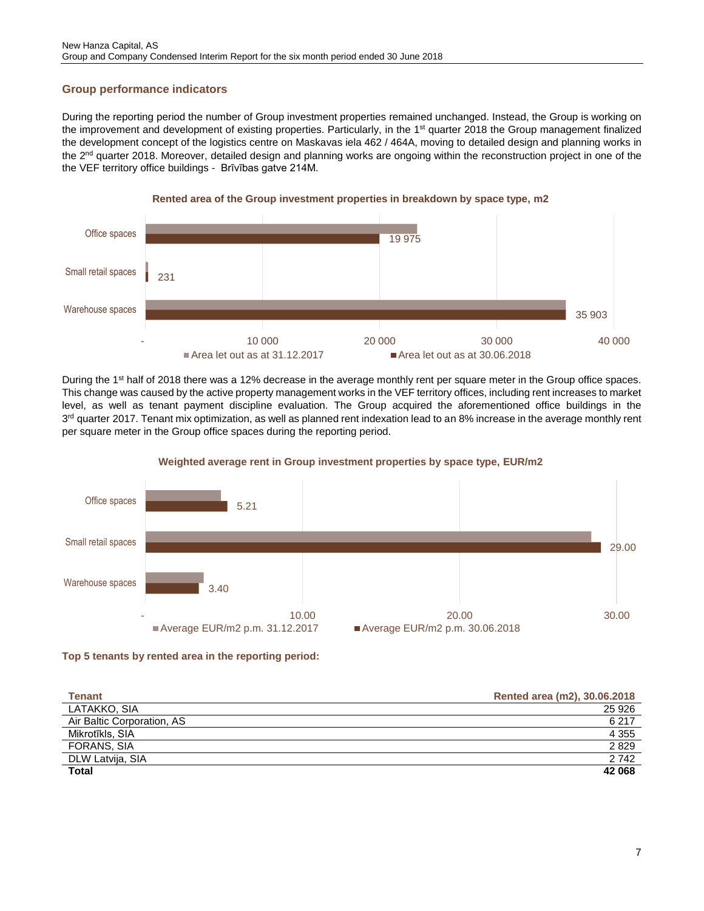## Group performance indicators

During the reporting period the number of Group investment properties remained unchanged. Instead, the Group is working on the improvement and development of existing properties. Particularly, in the 1st quarter 2018 the Group management finalized the development concept of the logistics centre on Maskavas iela 462 / 464A, moving to detailed design and planning works in the 2nd quarter 2018. Moreover, detailed design and planning works are ongoing within the reconstruction project in one of the the VEF territory office buildings - Brīvības gatve 214M.

**Rented area of the Group investment properties in breakdown by space type, m2**

| Space type | Area let out as at 30.06.2018 |
|---|---|
| Office spaces | 19 975 |
| Small retail spaces | 231 |
| Warehouse spaces | 35 903 |

During the 1st half of 2018 there was a 12% decrease in the average monthly rent per square meter in the Group office spaces. This change was caused by the active property management works in the VEF territory offices, including rent increases to market level, as well as tenant payment discipline evaluation. The Group acquired the aforementioned office buildings in the 3rd quarter 2017. Tenant mix optimization, as well as planned rent indexation lead to an 8% increase in the average monthly rent per square meter in the Group office spaces during the reporting period.

**Weighted average rent in Group investment properties by space type, EUR/m2**

| Space type | Average EUR/m2 p.m. 30.06.2018 |
|---|---|
| Office spaces | 5.21 |
| Small retail spaces | 29.00 |
| Warehouse spaces | 3.40 |

**Top 5 tenants by rented area in the reporting period:**

| Tenant | Rented area (m2), 30.06.2018 |
|---|---|
| LATAKKO, SIA | 25 926 |
| Air Baltic Corporation, AS | 6 217 |
| Mikrotīkls, SIA | 4 355 |
| FORANS, SIA | 2 829 |
| DLW Latvija, SIA | 2 742 |
| **Total** | **42 068** |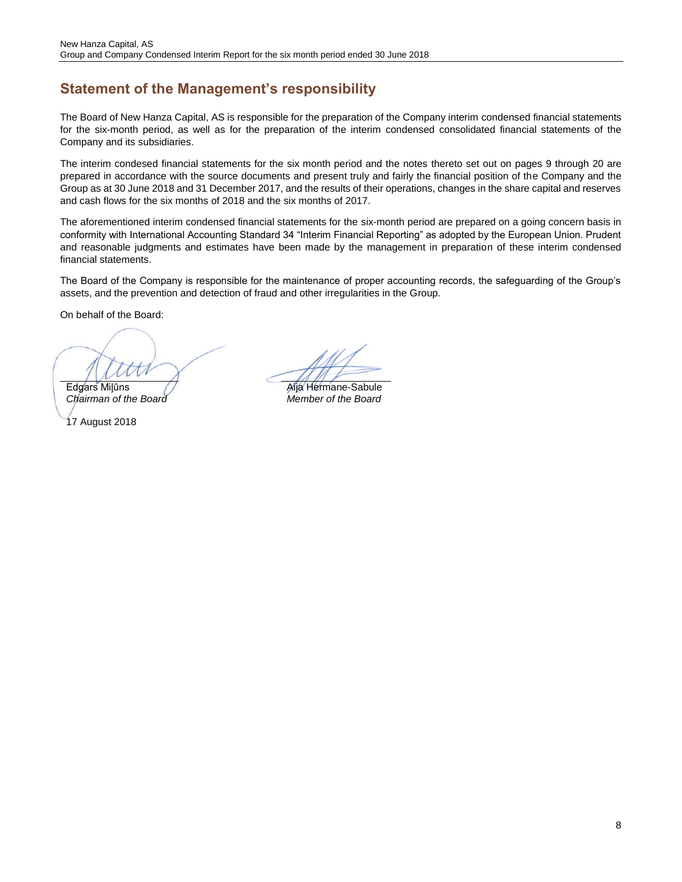## Statement of the Management's responsibility

The Board of New Hanza Capital, AS is responsible for the preparation of the Company interim condensed financial statements for the six-month period, as well as for the preparation of the interim condensed consolidated financial statements of the Company and its subsidiaries.

The interim condesed financial statements for the six month period and the notes thereto set out on pages 9 through 20 are prepared in accordance with the source documents and present truly and fairly the financial position of the Company and the Group as at 30 June 2018 and 31 December 2017, and the results of their operations, changes in the share capital and reserves and cash flows for the six months of 2018 and the six months of 2017.

The aforementioned interim condensed financial statements for the six-month period are prepared on a going concern basis in conformity with International Accounting Standard 34 "Interim Financial Reporting" as adopted by the European Union. Prudent and reasonable judgments and estimates have been made by the management in preparation of these interim condensed financial statements.

The Board of the Company is responsible for the maintenance of proper accounting records, the safeguarding of the Group's assets, and the prevention and detection of fraud and other irregularities in the Group.

On behalf of the Board:

Edgars Miļūns
*Chairman of the Board*

Aija Hermane-Sabule
*Member of the Board*

17 August 2018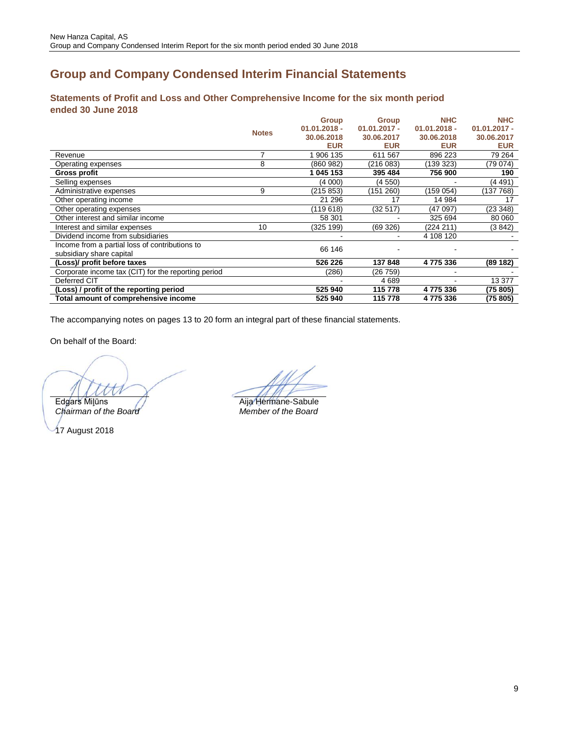# Group and Company Condensed Interim Financial Statements

## Statements of Profit and Loss and Other Comprehensive Income for the six month period ended 30 June 2018

| | Notes | Group 01.01.2018 - 30.06.2018 EUR | Group 01.01.2017 - 30.06.2017 EUR | NHC 01.01.2018 - 30.06.2018 EUR | NHC 01.01.2017 - 30.06.2017 EUR |
|---|---|---|---|---|---|
| Revenue | 7 | 1 906 135 | 611 567 | 896 223 | 79 264 |
| Operating expenses | 8 | (860 982) | (216 083) | (139 323) | (79 074) |
| **Gross profit** | | **1 045 153** | **395 484** | **756 900** | **190** |
| Selling expenses | | (4 000) | (4 550) | - | (4 491) |
| Administrative expenses | 9 | (215 853) | (151 260) | (159 054) | (137 768) |
| Other operating income | | 21 296 | 17 | 14 984 | 17 |
| Other operating expenses | | (119 618) | (32 517) | (47 097) | (23 348) |
| Other interest and similar income | | 58 301 | - | 325 694 | 80 060 |
| Interest and similar expenses | 10 | (325 199) | (69 326) | (224 211) | (3 842) |
| Dividend income from subsidiaries | | - | - | 4 108 120 | - |
| Income from a partial loss of contributions to subsidiary share capital | | 66 146 | - | - | - |
| **(Loss)/ profit before taxes** | | **526 226** | **137 848** | **4 775 336** | **(89 182)** |
| Corporate income tax (CIT) for the reporting period | | (286) | (26 759) | - | - |
| Deferred CIT | | - | 4 689 | - | 13 377 |
| **(Loss) / profit of the reporting period** | | **525 940** | **115 778** | **4 775 336** | **(75 805)** |
| **Total amount of comprehensive income** | | **525 940** | **115 778** | **4 775 336** | **(75 805)** |

The accompanying notes on pages 13 to 20 form an integral part of these financial statements.

On behalf of the Board:

Edgars Miļūns
*Chairman of the Board*

Aija Hermane-Sabule
*Member of the Board*

17 August 2018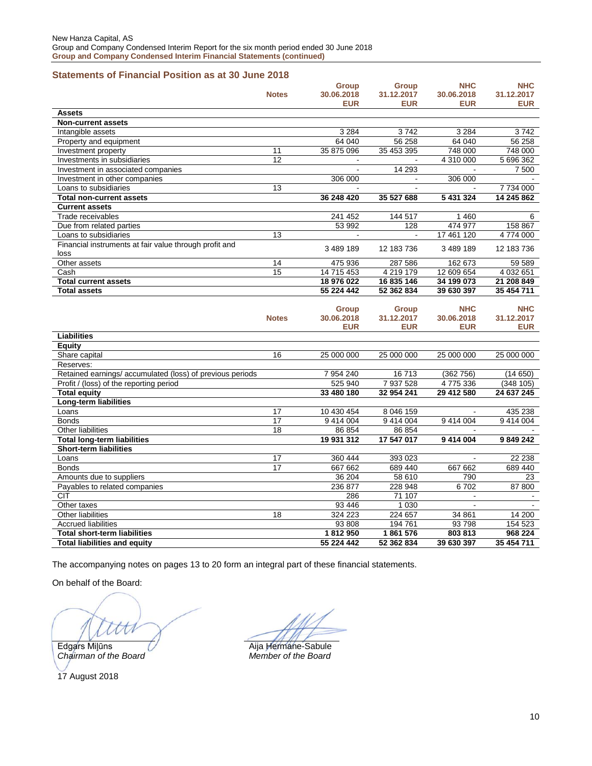## Statements of Financial Position as at 30 June 2018

| | Notes | Group 30.06.2018 EUR | Group 31.12.2017 EUR | NHC 30.06.2018 EUR | NHC 31.12.2017 EUR |
|---|---|---|---|---|---|
| **Assets** | | | | | |
| **Non-current assets** | | | | | |
| Intangible assets | | 3 284 | 3 742 | 3 284 | 3 742 |
| Property and equipment | | 64 040 | 56 258 | 64 040 | 56 258 |
| Investment property | 11 | 35 875 096 | 35 453 395 | 748 000 | 748 000 |
| Investments in subsidiaries | 12 | - | - | 4 310 000 | 5 696 362 |
| Investment in associated companies | | - | 14 293 | - | 7 500 |
| Investment in other companies | | 306 000 | - | 306 000 | - |
| Loans to subsidiaries | 13 | - | - | - | 7 734 000 |
| **Total non-current assets** | | **36 248 420** | **35 527 688** | **5 431 324** | **14 245 862** |
| **Current assets** | | | | | |
| Trade receivables | | 241 452 | 144 517 | 1 460 | 6 |
| Due from related parties | | 53 992 | 128 | 474 977 | 158 867 |
| Loans to subsidiaries | 13 | - | - | 17 461 120 | 4 774 000 |
| Financial instruments at fair value through profit and loss | | 3 489 189 | 12 183 736 | 3 489 189 | 12 183 736 |
| Other assets | 14 | 475 936 | 287 586 | 162 673 | 59 589 |
| Cash | 15 | 14 715 453 | 4 219 179 | 12 609 654 | 4 032 651 |
| **Total current assets** | | **18 976 022** | **16 835 146** | **34 199 073** | **21 208 849** |
| **Total assets** | | **55 224 442** | **52 362 834** | **39 630 397** | **35 454 711** |

| | Notes | Group 30.06.2018 EUR | Group 31.12.2017 EUR | NHC 30.06.2018 EUR | NHC 31.12.2017 EUR |
|---|---|---|---|---|---|
| **Liabilities** | | | | | |
| **Equity** | | | | | |
| Share capital | 16 | 25 000 000 | 25 000 000 | 25 000 000 | 25 000 000 |
| Reserves: | | | | | |
| Retained earnings/ accumulated (loss) of previous periods | | 7 954 240 | 16 713 | (362 756) | (14 650) |
| Profit / (loss) of the reporting period | | 525 940 | 7 937 528 | 4 775 336 | (348 105) |
| **Total equity** | | **33 480 180** | **32 954 241** | **29 412 580** | **24 637 245** |
| **Long-term liabilities** | | | | | |
| Loans | 17 | 10 430 454 | 8 046 159 | - | 435 238 |
| Bonds | 17 | 9 414 004 | 9 414 004 | 9 414 004 | 9 414 004 |
| Other liabilities | 18 | 86 854 | 86 854 | - | - |
| **Total long-term liabilities** | | **19 931 312** | **17 547 017** | **9 414 004** | **9 849 242** |
| **Short-term liabilities** | | | | | |
| Loans | 17 | 360 444 | 393 023 | - | 22 238 |
| Bonds | 17 | 667 662 | 689 440 | 667 662 | 689 440 |
| Amounts due to suppliers | | 36 204 | 58 610 | 790 | 23 |
| Payables to related companies | | 236 877 | 228 948 | 6 702 | 87 800 |
| CIT | | 286 | 71 107 | - | - |
| Other taxes | | 93 446 | 1 030 | - | - |
| Other liabilities | 18 | 324 223 | 224 657 | 34 861 | 14 200 |
| Accrued liabilities | | 93 808 | 194 761 | 93 798 | 154 523 |
| **Total short-term liabilities** | | **1 812 950** | **1 861 576** | **803 813** | **968 224** |
| **Total liabilities and equity** | | **55 224 442** | **52 362 834** | **39 630 397** | **35 454 711** |

The accompanying notes on pages 13 to 20 form an integral part of these financial statements.

On behalf of the Board:

Edgars Miļūns
*Chairman of the Board*

Aija Hermane-Sabule
*Member of the Board*

17 August 2018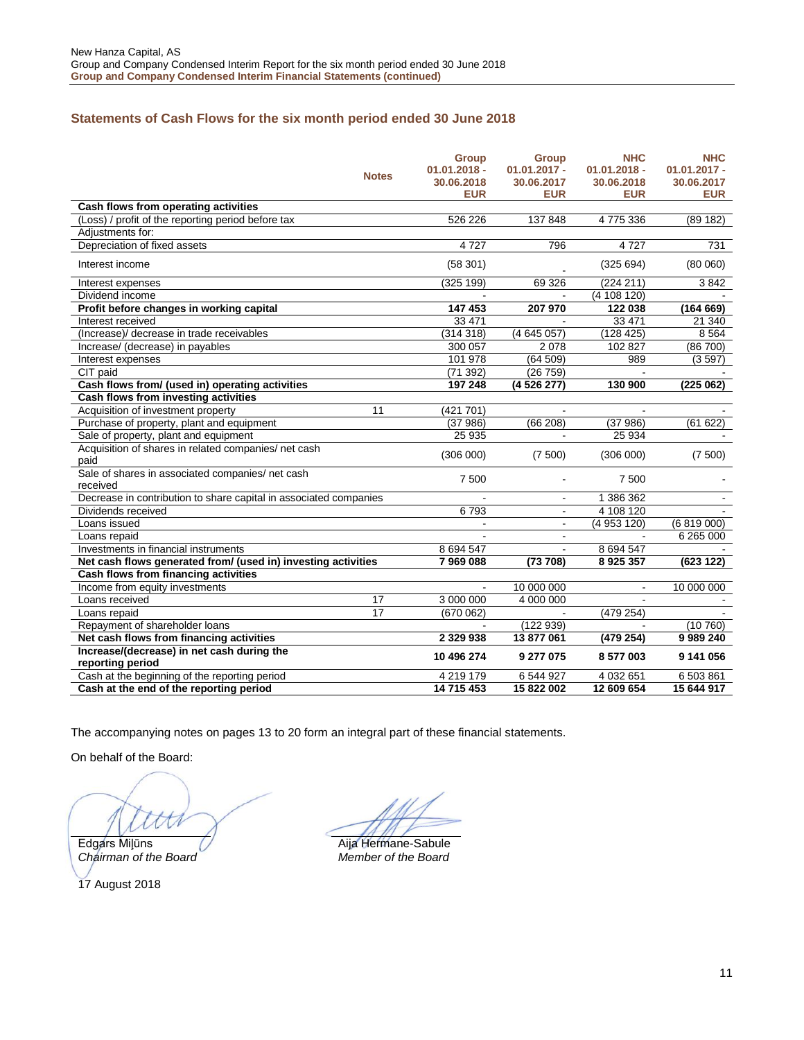## Statements of Cash Flows for the six month period ended 30 June 2018

| | Notes | Group 01.01.2018 - 30.06.2018 EUR | Group 01.01.2017 - 30.06.2017 EUR | NHC 01.01.2018 - 30.06.2018 EUR | NHC 01.01.2017 - 30.06.2017 EUR |
|---|---|---|---|---|---|
| **Cash flows from operating activities** | | | | | |
| (Loss) / profit of the reporting period before tax | | 526 226 | 137 848 | 4 775 336 | (89 182) |
| Adjustments for: | | | | | |
| Depreciation of fixed assets | | 4 727 | 796 | 4 727 | 731 |
| Interest income | | (58 301) | - | (325 694) | (80 060) |
| Interest expenses | | (325 199) | 69 326 | (224 211) | 3 842 |
| Dividend income | | - | - | (4 108 120) | - |
| **Profit before changes in working capital** | | **147 453** | **207 970** | **122 038** | **(164 669)** |
| Interest received | | 33 471 | - | 33 471 | 21 340 |
| (Increase)/ decrease in trade receivables | | (314 318) | (4 645 057) | (128 425) | 8 564 |
| Increase/ (decrease) in payables | | 300 057 | 2 078 | 102 827 | (86 700) |
| Interest expenses | | 101 978 | (64 509) | 989 | (3 597) |
| CIT paid | | (71 392) | (26 759) | - | - |
| **Cash flows from/ (used in) operating activities** | | **197 248** | **(4 526 277)** | **130 900** | **(225 062)** |
| **Cash flows from investing activities** | | | | | |
| Acquisition of investment property | 11 | (421 701) | - | - | - |
| Purchase of property, plant and equipment | | (37 986) | (66 208) | (37 986) | (61 622) |
| Sale of property, plant and equipment | | 25 935 | - | 25 934 | - |
| Acquisition of shares in related companies/ net cash paid | | (306 000) | (7 500) | (306 000) | (7 500) |
| Sale of shares in associated companies/ net cash received | | 7 500 | - | 7 500 | - |
| Decrease in contribution to share capital in associated companies | | - | - | 1 386 362 | - |
| Dividends received | | 6 793 | - | 4 108 120 | - |
| Loans issued | | - | - | (4 953 120) | (6 819 000) |
| Loans repaid | | - | - | - | 6 265 000 |
| Investments in financial instruments | | 8 694 547 | - | 8 694 547 | - |
| **Net cash flows generated from/ (used in) investing activities** | | **7 969 088** | **(73 708)** | **8 925 357** | **(623 122)** |
| **Cash flows from financing activities** | | | | | |
| Income from equity investments | | - | 10 000 000 | - | 10 000 000 |
| Loans received | 17 | 3 000 000 | 4 000 000 | - | - |
| Loans repaid | 17 | (670 062) | - | (479 254) | - |
| Repayment of shareholder loans | | - | (122 939) | - | (10 760) |
| **Net cash flows from financing activities** | | **2 329 938** | **13 877 061** | **(479 254)** | **9 989 240** |
| **Increase/(decrease) in net cash during the reporting period** | | **10 496 274** | **9 277 075** | **8 577 003** | **9 141 056** |
| Cash at the beginning of the reporting period | | 4 219 179 | 6 544 927 | 4 032 651 | 6 503 861 |
| **Cash at the end of the reporting period** | | **14 715 453** | **15 822 002** | **12 609 654** | **15 644 917** |

The accompanying notes on pages 13 to 20 form an integral part of these financial statements.

On behalf of the Board:

Edgars Miļūns
*Chairman of the Board*

Aija Hermane-Sabule
*Member of the Board*

17 August 2018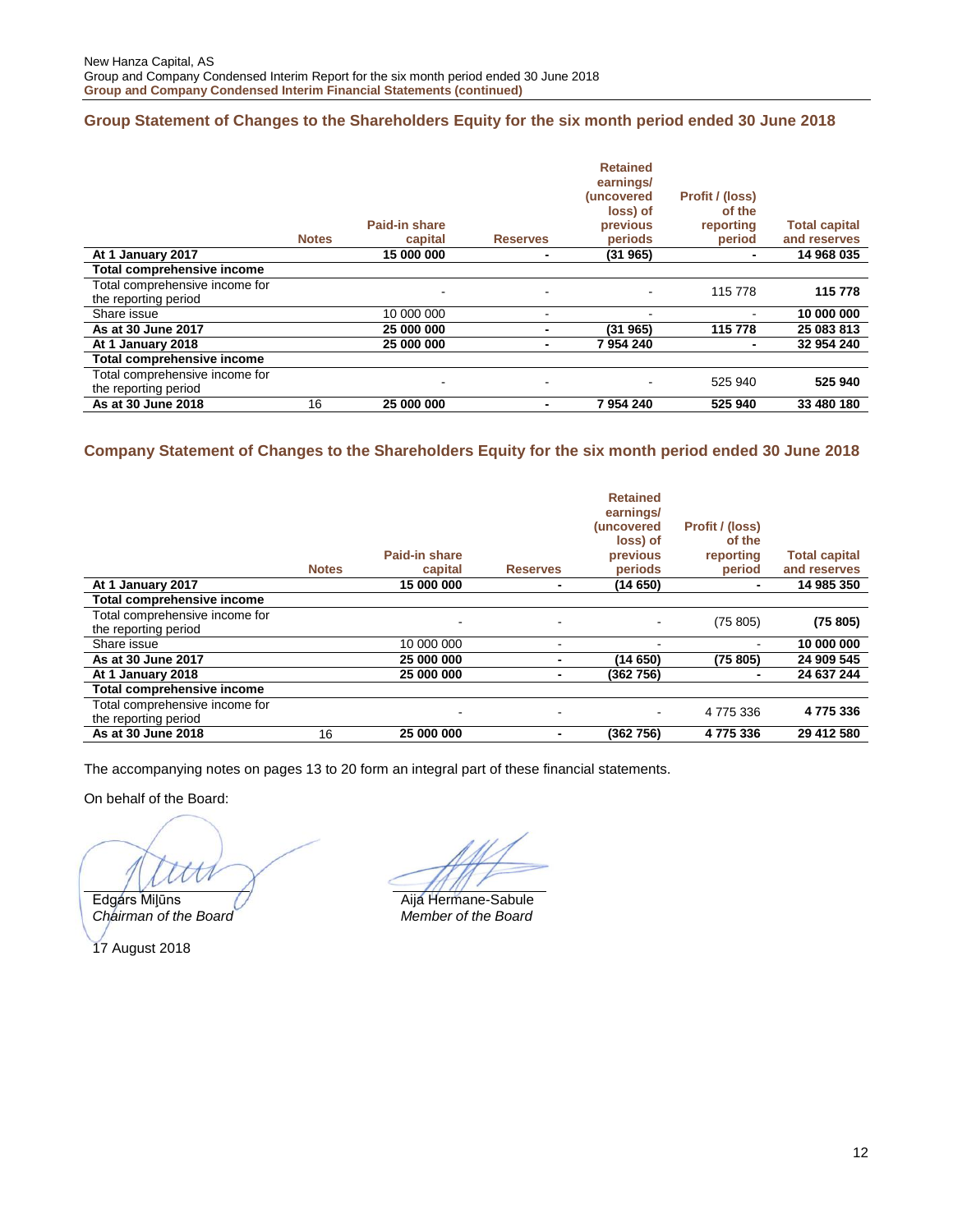## Group Statement of Changes to the Shareholders Equity for the six month period ended 30 June 2018

| | Notes | Paid-in share capital | Reserves | Retained earnings/ (uncovered loss) of previous periods | Profit / (loss) of the reporting period | Total capital and reserves |
|---|---|---|---|---|---|---|
| **At 1 January 2017** | | **15 000 000** | **-** | **(31 965)** | **-** | **14 968 035** |
| **Total comprehensive income** | | | | | | |
| Total comprehensive income for the reporting period | | - | - | - | 115 778 | **115 778** |
| Share issue | | 10 000 000 | - | - | - | **10 000 000** |
| **As at 30 June 2017** | | **25 000 000** | **-** | **(31 965)** | **115 778** | **25 083 813** |
| **At 1 January 2018** | | **25 000 000** | **-** | **7 954 240** | **-** | **32 954 240** |
| **Total comprehensive income** | | | | | | |
| Total comprehensive income for the reporting period | | - | - | - | 525 940 | **525 940** |
| **As at 30 June 2018** | 16 | **25 000 000** | **-** | **7 954 240** | **525 940** | **33 480 180** |

## Company Statement of Changes to the Shareholders Equity for the six month period ended 30 June 2018

| | Notes | Paid-in share capital | Reserves | Retained earnings/ (uncovered loss) of previous periods | Profit / (loss) of the reporting period | Total capital and reserves |
|---|---|---|---|---|---|---|
| **At 1 January 2017** | | **15 000 000** | **-** | **(14 650)** | **-** | **14 985 350** |
| **Total comprehensive income** | | | | | | |
| Total comprehensive income for the reporting period | | - | - | - | (75 805) | **(75 805)** |
| Share issue | | 10 000 000 | - | - | - | **10 000 000** |
| **As at 30 June 2017** | | **25 000 000** | **-** | **(14 650)** | **(75 805)** | **24 909 545** |
| **At 1 January 2018** | | **25 000 000** | **-** | **(362 756)** | **-** | **24 637 244** |
| **Total comprehensive income** | | | | | | |
| Total comprehensive income for the reporting period | | - | - | - | 4 775 336 | **4 775 336** |
| **As at 30 June 2018** | 16 | **25 000 000** | **-** | **(362 756)** | **4 775 336** | **29 412 580** |

The accompanying notes on pages 13 to 20 form an integral part of these financial statements.

On behalf of the Board:

Edgárs Miļūns
*Chairman of the Board*

Aija Hermane-Sabule
*Member of the Board*

17 August 2018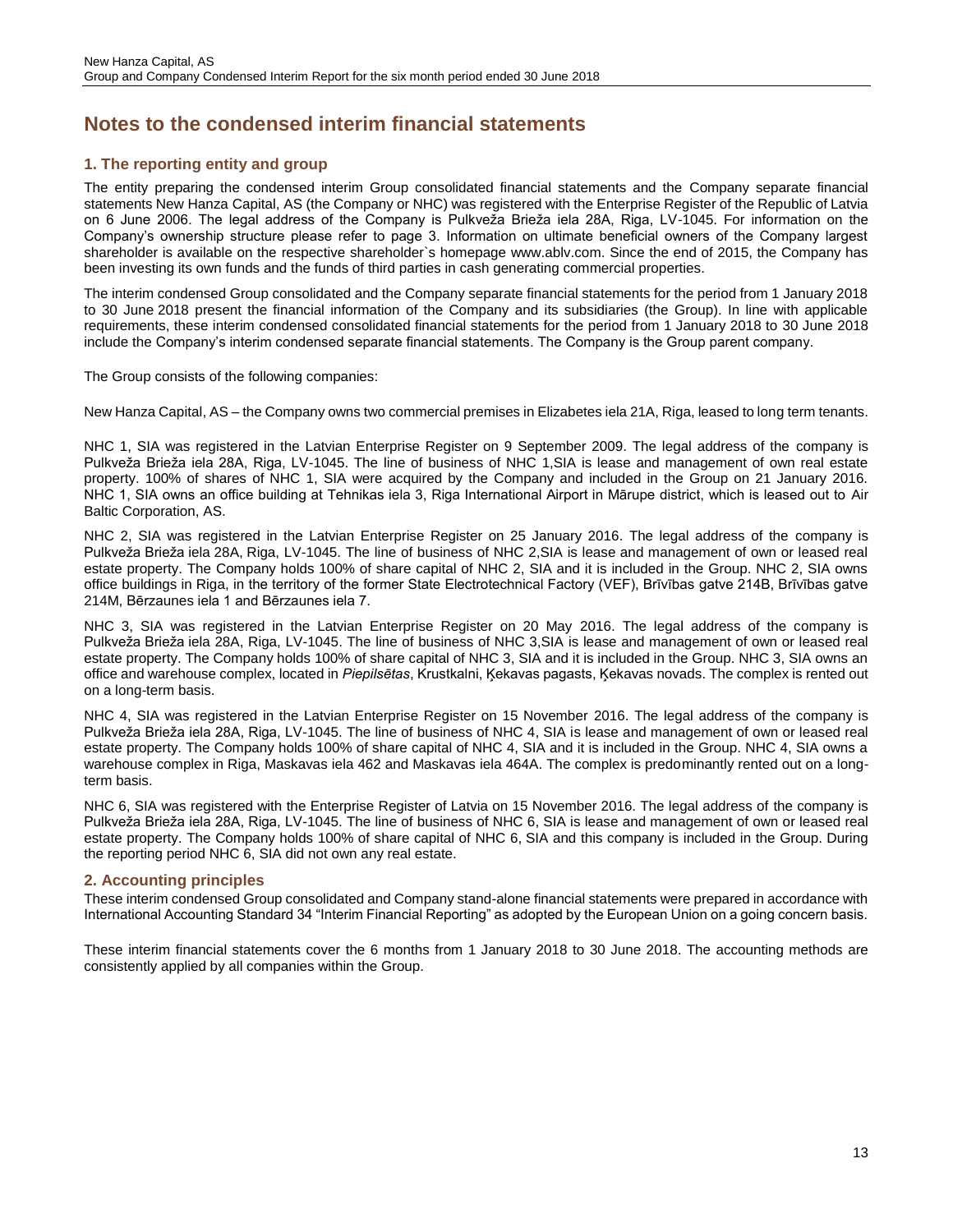# Notes to the condensed interim financial statements

## 1. The reporting entity and group

The entity preparing the condensed interim Group consolidated financial statements and the Company separate financial statements New Hanza Capital, AS (the Company or NHC) was registered with the Enterprise Register of the Republic of Latvia on 6 June 2006. The legal address of the Company is Pulkveža Brieža iela 28A, Riga, LV-1045. For information on the Company's ownership structure please refer to page 3. Information on ultimate beneficial owners of the Company largest shareholder is available on the respective shareholder`s homepage www.ablv.com. Since the end of 2015, the Company has been investing its own funds and the funds of third parties in cash generating commercial properties.

The interim condensed Group consolidated and the Company separate financial statements for the period from 1 January 2018 to 30 June 2018 present the financial information of the Company and its subsidiaries (the Group). In line with applicable requirements, these interim condensed consolidated financial statements for the period from 1 January 2018 to 30 June 2018 include the Company's interim condensed separate financial statements. The Company is the Group parent company.

The Group consists of the following companies:

New Hanza Capital, AS – the Company owns two commercial premises in Elizabetes iela 21A, Riga, leased to long term tenants.

NHC 1, SIA was registered in the Latvian Enterprise Register on 9 September 2009. The legal address of the company is Pulkveža Brieža iela 28A, Riga, LV-1045. The line of business of NHC 1,SIA is lease and management of own real estate property. 100% of shares of NHC 1, SIA were acquired by the Company and included in the Group on 21 January 2016. NHC 1, SIA owns an office building at Tehnikas iela 3, Riga International Airport in Mārupe district, which is leased out to Air Baltic Corporation, AS.

NHC 2, SIA was registered in the Latvian Enterprise Register on 25 January 2016. The legal address of the company is Pulkveža Brieža iela 28A, Riga, LV-1045. The line of business of NHC 2,SIA is lease and management of own or leased real estate property. The Company holds 100% of share capital of NHC 2, SIA and it is included in the Group. NHC 2, SIA owns office buildings in Riga, in the territory of the former State Electrotechnical Factory (VEF), Brīvības gatve 214B, Brīvības gatve 214M, Bērzaunes iela 1 and Bērzaunes iela 7.

NHC 3, SIA was registered in the Latvian Enterprise Register on 20 May 2016. The legal address of the company is Pulkveža Brieža iela 28A, Riga, LV-1045. The line of business of NHC 3,SIA is lease and management of own or leased real estate property. The Company holds 100% of share capital of NHC 3, SIA and it is included in the Group. NHC 3, SIA owns an office and warehouse complex, located in *Piepilsētas*, Krustkalni, Ķekavas pagasts, Ķekavas novads. The complex is rented out on a long-term basis.

NHC 4, SIA was registered in the Latvian Enterprise Register on 15 November 2016. The legal address of the company is Pulkveža Brieža iela 28A, Riga, LV-1045. The line of business of NHC 4, SIA is lease and management of own or leased real estate property. The Company holds 100% of share capital of NHC 4, SIA and it is included in the Group. NHC 4, SIA owns a warehouse complex in Riga, Maskavas iela 462 and Maskavas iela 464A. The complex is predominantly rented out on a long-term basis.

NHC 6, SIA was registered with the Enterprise Register of Latvia on 15 November 2016. The legal address of the company is Pulkveža Brieža iela 28A, Riga, LV-1045. The line of business of NHC 6, SIA is lease and management of own or leased real estate property. The Company holds 100% of share capital of NHC 6, SIA and this company is included in the Group. During the reporting period NHC 6, SIA did not own any real estate.

## 2. Accounting principles

These interim condensed Group consolidated and Company stand-alone financial statements were prepared in accordance with International Accounting Standard 34 "Interim Financial Reporting" as adopted by the European Union on a going concern basis.

These interim financial statements cover the 6 months from 1 January 2018 to 30 June 2018. The accounting methods are consistently applied by all companies within the Group.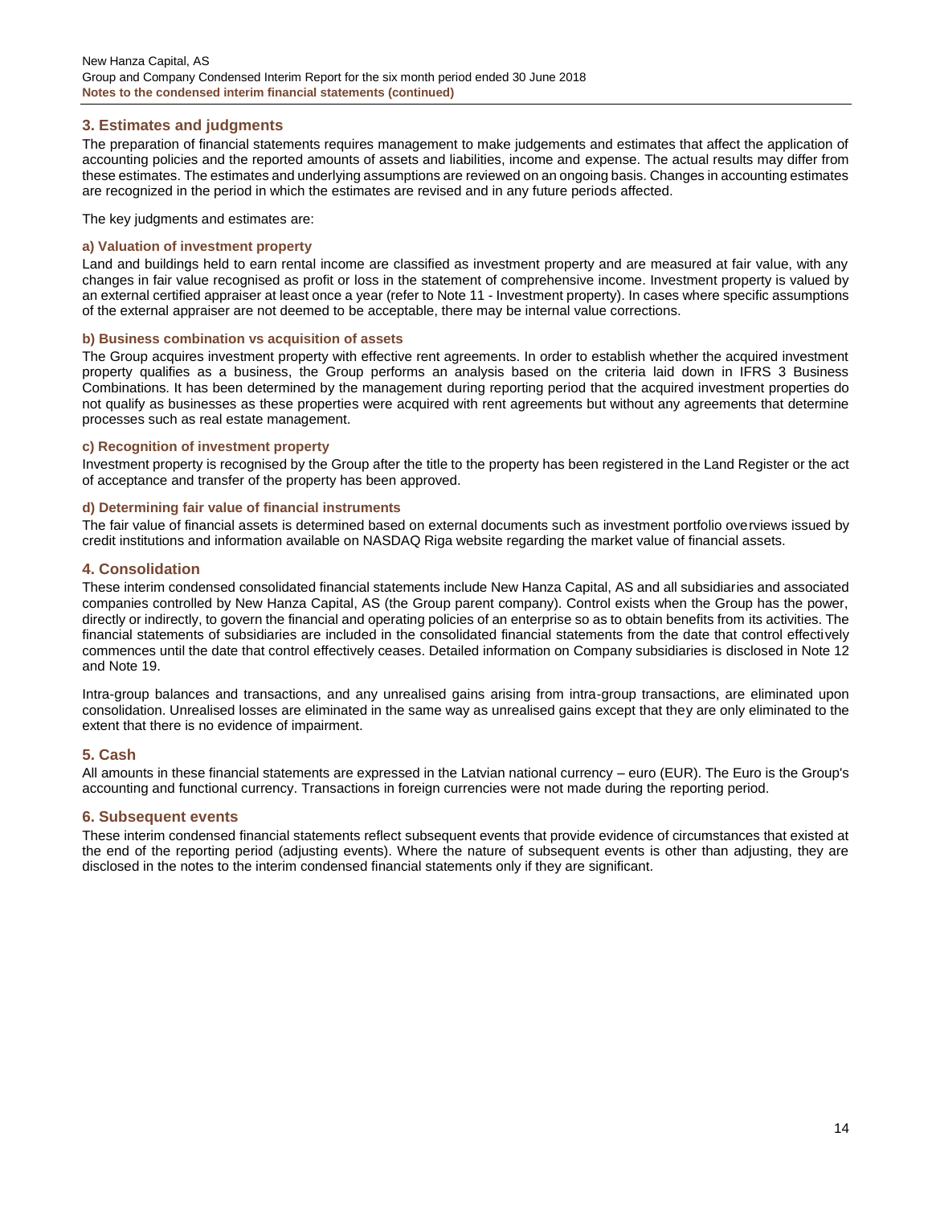## 3. Estimates and judgments

The preparation of financial statements requires management to make judgements and estimates that affect the application of accounting policies and the reported amounts of assets and liabilities, income and expense. The actual results may differ from these estimates. The estimates and underlying assumptions are reviewed on an ongoing basis. Changes in accounting estimates are recognized in the period in which the estimates are revised and in any future periods affected.

The key judgments and estimates are:

### a) Valuation of investment property

Land and buildings held to earn rental income are classified as investment property and are measured at fair value, with any changes in fair value recognised as profit or loss in the statement of comprehensive income. Investment property is valued by an external certified appraiser at least once a year (refer to Note 11 - Investment property). In cases where specific assumptions of the external appraiser are not deemed to be acceptable, there may be internal value corrections.

### b) Business combination vs acquisition of assets

The Group acquires investment property with effective rent agreements. In order to establish whether the acquired investment property qualifies as a business, the Group performs an analysis based on the criteria laid down in IFRS 3 Business Combinations. It has been determined by the management during reporting period that the acquired investment properties do not qualify as businesses as these properties were acquired with rent agreements but without any agreements that determine processes such as real estate management.

### c) Recognition of investment property

Investment property is recognised by the Group after the title to the property has been registered in the Land Register or the act of acceptance and transfer of the property has been approved.

### d) Determining fair value of financial instruments

The fair value of financial assets is determined based on external documents such as investment portfolio overviews issued by credit institutions and information available on NASDAQ Riga website regarding the market value of financial assets.

## 4. Consolidation

These interim condensed consolidated financial statements include New Hanza Capital, AS and all subsidiaries and associated companies controlled by New Hanza Capital, AS (the Group parent company). Control exists when the Group has the power, directly or indirectly, to govern the financial and operating policies of an enterprise so as to obtain benefits from its activities. The financial statements of subsidiaries are included in the consolidated financial statements from the date that control effectively commences until the date that control effectively ceases. Detailed information on Company subsidiaries is disclosed in Note 12 and Note 19.

Intra-group balances and transactions, and any unrealised gains arising from intra-group transactions, are eliminated upon consolidation. Unrealised losses are eliminated in the same way as unrealised gains except that they are only eliminated to the extent that there is no evidence of impairment.

## 5. Cash

All amounts in these financial statements are expressed in the Latvian national currency – euro (EUR). The Euro is the Group's accounting and functional currency. Transactions in foreign currencies were not made during the reporting period.

## 6. Subsequent events

These interim condensed financial statements reflect subsequent events that provide evidence of circumstances that existed at the end of the reporting period (adjusting events). Where the nature of subsequent events is other than adjusting, they are disclosed in the notes to the interim condensed financial statements only if they are significant.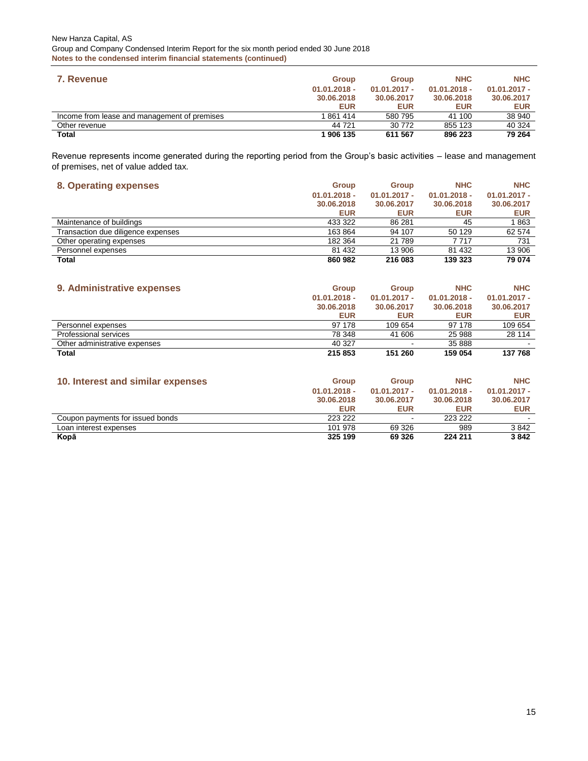## 7. Revenue

| | Group 01.01.2018 - 30.06.2018 EUR | Group 01.01.2017 - 30.06.2017 EUR | NHC 01.01.2018 - 30.06.2018 EUR | NHC 01.01.2017 - 30.06.2017 EUR |
|---|---|---|---|---|
| Income from lease and management of premises | 1 861 414 | 580 795 | 41 100 | 38 940 |
| Other revenue | 44 721 | 30 772 | 855 123 | 40 324 |
| **Total** | **1 906 135** | **611 567** | **896 223** | **79 264** |

Revenue represents income generated during the reporting period from the Group's basic activities – lease and management of premises, net of value added tax.

## 8. Operating expenses

| | Group 01.01.2018 - 30.06.2018 EUR | Group 01.01.2017 - 30.06.2017 EUR | NHC 01.01.2018 - 30.06.2018 EUR | NHC 01.01.2017 - 30.06.2017 EUR |
|---|---|---|---|---|
| Maintenance of buildings | 433 322 | 86 281 | 45 | 1 863 |
| Transaction due diligence expenses | 163 864 | 94 107 | 50 129 | 62 574 |
| Other operating expenses | 182 364 | 21 789 | 7 717 | 731 |
| Personnel expenses | 81 432 | 13 906 | 81 432 | 13 906 |
| **Total** | **860 982** | **216 083** | **139 323** | **79 074** |

## 9. Administrative expenses

| | Group 01.01.2018 - 30.06.2018 EUR | Group 01.01.2017 - 30.06.2017 EUR | NHC 01.01.2018 - 30.06.2018 EUR | NHC 01.01.2017 - 30.06.2017 EUR |
|---|---|---|---|---|
| Personnel expenses | 97 178 | 109 654 | 97 178 | 109 654 |
| Professional services | 78 348 | 41 606 | 25 988 | 28 114 |
| Other administrative expenses | 40 327 | - | 35 888 | - |
| **Total** | **215 853** | **151 260** | **159 054** | **137 768** |

## 10. Interest and similar expenses

| | Group 01.01.2018 - 30.06.2018 EUR | Group 01.01.2017 - 30.06.2017 EUR | NHC 01.01.2018 - 30.06.2018 EUR | NHC 01.01.2017 - 30.06.2017 EUR |
|---|---|---|---|---|
| Coupon payments for issued bonds | 223 222 | - | 223 222 | - |
| Loan interest expenses | 101 978 | 69 326 | 989 | 3 842 |
| **Kopā** | **325 199** | **69 326** | **224 211** | **3 842** |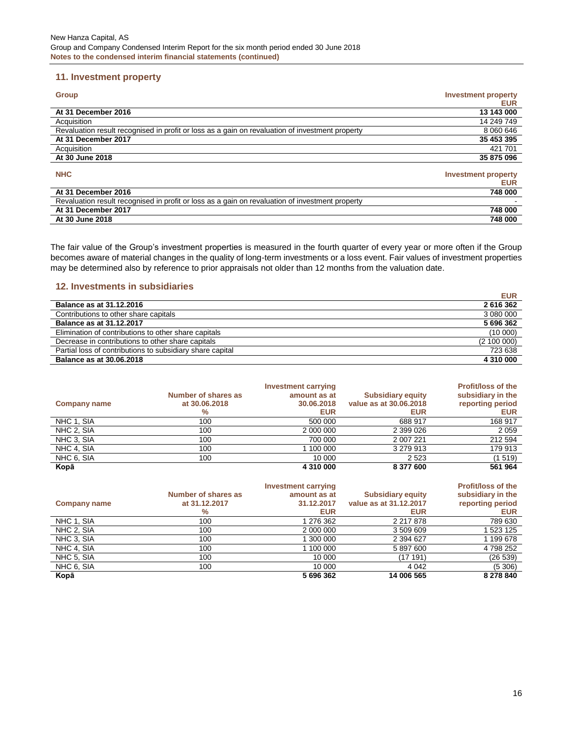## 11. Investment property

| Group | Investment property EUR |
|---|---|
| **At 31 December 2016** | **13 143 000** |
| Acquisition | 14 249 749 |
| Revaluation result recognised in profit or loss as a gain on revaluation of investment property | 8 060 646 |
| **At 31 December 2017** | **35 453 395** |
| Acquisition | 421 701 |
| **At 30 June 2018** | **35 875 096** |

| NHC | Investment property EUR |
|---|---|
| **At 31 December 2016** | **748 000** |
| Revaluation result recognised in profit or loss as a gain on revaluation of investment property | - |
| **At 31 December 2017** | **748 000** |
| **At 30 June 2018** | **748 000** |

The fair value of the Group's investment properties is measured in the fourth quarter of every year or more often if the Group becomes aware of material changes in the quality of long-term investments or a loss event. Fair values of investment properties may be determined also by reference to prior appraisals not older than 12 months from the valuation date.

## 12. Investments in subsidiaries

| | EUR |
|---|---|
| **Balance as at 31.12.2016** | **2 616 362** |
| Contributions to other share capitals | 3 080 000 |
| **Balance as at 31.12.2017** | **5 696 362** |
| Elimination of contributions to other share capitals | (10 000) |
| Decrease in contributions to other share capitals | (2 100 000) |
| Partial loss of contributions to subsidiary share capital | 723 638 |
| **Balance as at 30.06.2018** | **4 310 000** |

| Company name | Number of shares as at 30.06.2018 % | Investment carrying amount as at 30.06.2018 EUR | Subsidiary equity value as at 30.06.2018 EUR | Profit/loss of the subsidiary in the reporting period EUR |
|---|---|---|---|---|
| NHC 1, SIA | 100 | 500 000 | 688 917 | 168 917 |
| NHC 2, SIA | 100 | 2 000 000 | 2 399 026 | 2 059 |
| NHC 3, SIA | 100 | 700 000 | 2 007 221 | 212 594 |
| NHC 4, SIA | 100 | 1 100 000 | 3 279 913 | 179 913 |
| NHC 6, SIA | 100 | 10 000 | 2 523 | (1 519) |
| **Kopā** | | **4 310 000** | **8 377 600** | **561 964** |

| Company name | Number of shares as at 31.12.2017 % | Investment carrying amount as at 31.12.2017 EUR | Subsidiary equity value as at 31.12.2017 EUR | Profit/loss of the subsidiary in the reporting period EUR |
|---|---|---|---|---|
| NHC 1, SIA | 100 | 1 276 362 | 2 217 878 | 789 630 |
| NHC 2, SIA | 100 | 2 000 000 | 3 509 609 | 1 523 125 |
| NHC 3, SIA | 100 | 1 300 000 | 2 394 627 | 1 199 678 |
| NHC 4, SIA | 100 | 1 100 000 | 5 897 600 | 4 798 252 |
| NHC 5, SIA | 100 | 10 000 | (17 191) | (26 539) |
| NHC 6, SIA | 100 | 10 000 | 4 042 | (5 306) |
| **Kopā** | | **5 696 362** | **14 006 565** | **8 278 840** |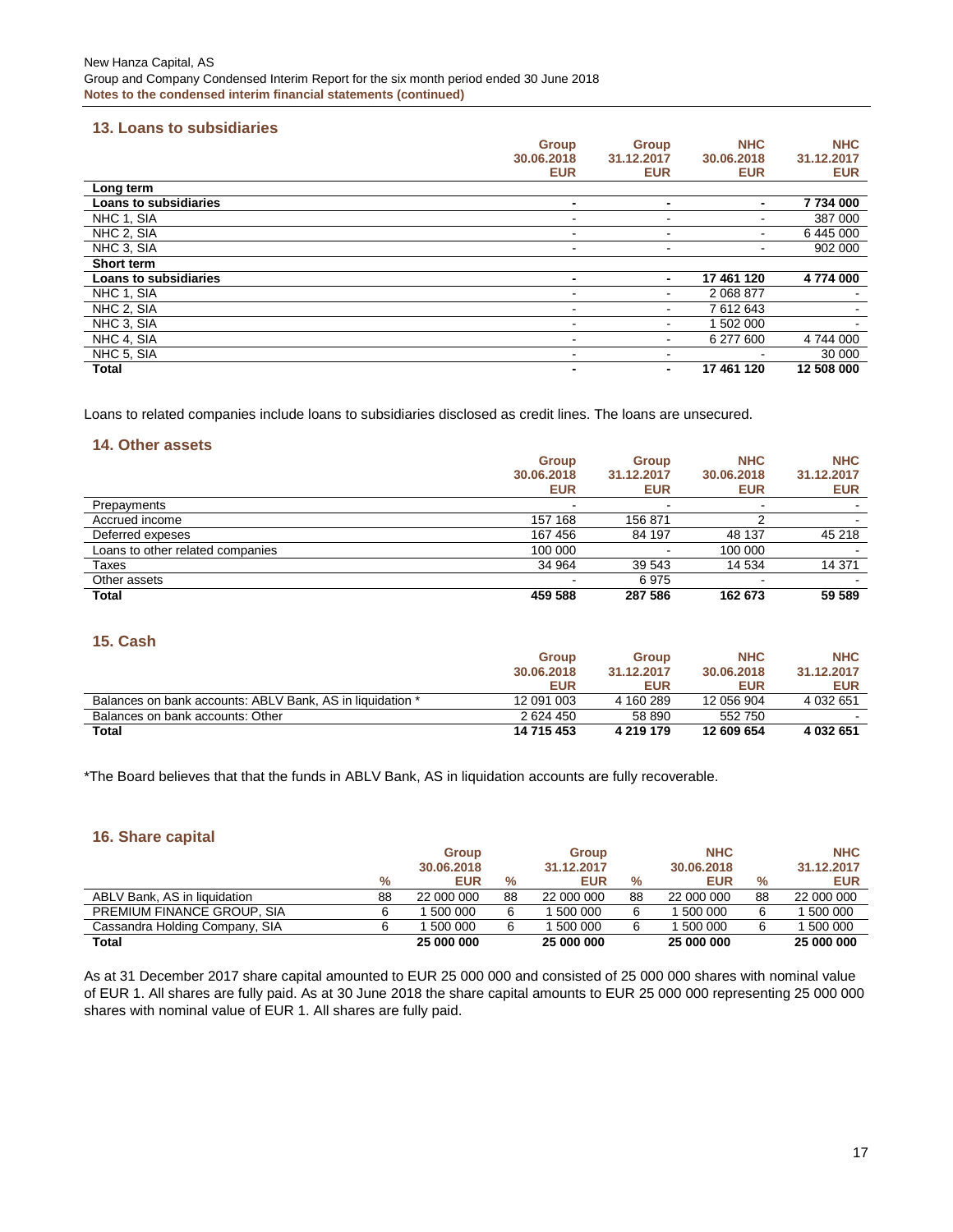## 13. Loans to subsidiaries

| | Group 30.06.2018 EUR | Group 31.12.2017 EUR | NHC 30.06.2018 EUR | NHC 31.12.2017 EUR |
|---|---|---|---|---|
| **Long term** | | | | |
| **Loans to subsidiaries** | **-** | **-** | **-** | **7 734 000** |
| NHC 1, SIA | - | - | - | 387 000 |
| NHC 2, SIA | - | - | - | 6 445 000 |
| NHC 3, SIA | - | - | - | 902 000 |
| **Short term** | | | | |
| **Loans to subsidiaries** | **-** | **-** | **17 461 120** | **4 774 000** |
| NHC 1, SIA | - | - | 2 068 877 | - |
| NHC 2, SIA | - | - | 7 612 643 | - |
| NHC 3, SIA | - | - | 1 502 000 | - |
| NHC 4, SIA | - | - | 6 277 600 | 4 744 000 |
| NHC 5, SIA | - | - | - | 30 000 |
| **Total** | **-** | **-** | **17 461 120** | **12 508 000** |

Loans to related companies include loans to subsidiaries disclosed as credit lines. The loans are unsecured.

## 14. Other assets

| | Group 30.06.2018 EUR | Group 31.12.2017 EUR | NHC 30.06.2018 EUR | NHC 31.12.2017 EUR |
|---|---|---|---|---|
| Prepayments | - | - | - | - |
| Accrued income | 157 168 | 156 871 | 2 | - |
| Deferred expeses | 167 456 | 84 197 | 48 137 | 45 218 |
| Loans to other related companies | 100 000 | - | 100 000 | - |
| Taxes | 34 964 | 39 543 | 14 534 | 14 371 |
| Other assets | - | 6 975 | - | - |
| **Total** | **459 588** | **287 586** | **162 673** | **59 589** |

## 15. Cash

| | Group 30.06.2018 EUR | Group 31.12.2017 EUR | NHC 30.06.2018 EUR | NHC 31.12.2017 EUR |
|---|---|---|---|---|
| Balances on bank accounts: ABLV Bank, AS in liquidation * | 12 091 003 | 4 160 289 | 12 056 904 | 4 032 651 |
| Balances on bank accounts: Other | 2 624 450 | 58 890 | 552 750 | - |
| **Total** | **14 715 453** | **4 219 179** | **12 609 654** | **4 032 651** |

*The Board believes that that the funds in ABLV Bank, AS in liquidation accounts are fully recoverable.

## 16. Share capital

| | % | Group 30.06.2018 EUR | % | Group 31.12.2017 EUR | % | NHC 30.06.2018 EUR | % | NHC 31.12.2017 EUR |
|---|---|---|---|---|---|---|---|---|
| ABLV Bank, AS in liquidation | 88 | 22 000 000 | 88 | 22 000 000 | 88 | 22 000 000 | 88 | 22 000 000 |
| PREMIUM FINANCE GROUP, SIA | 6 | 1 500 000 | 6 | 1 500 000 | 6 | 1 500 000 | 6 | 1 500 000 |
| Cassandra Holding Company, SIA | 6 | 1 500 000 | 6 | 1 500 000 | 6 | 1 500 000 | 6 | 1 500 000 |
| **Total** | | **25 000 000** | | **25 000 000** | | **25 000 000** | | **25 000 000** |

As at 31 December 2017 share capital amounted to EUR 25 000 000 and consisted of 25 000 000 shares with nominal value of EUR 1. All shares are fully paid. As at 30 June 2018 the share capital amounts to EUR 25 000 000 representing 25 000 000 shares with nominal value of EUR 1. All shares are fully paid.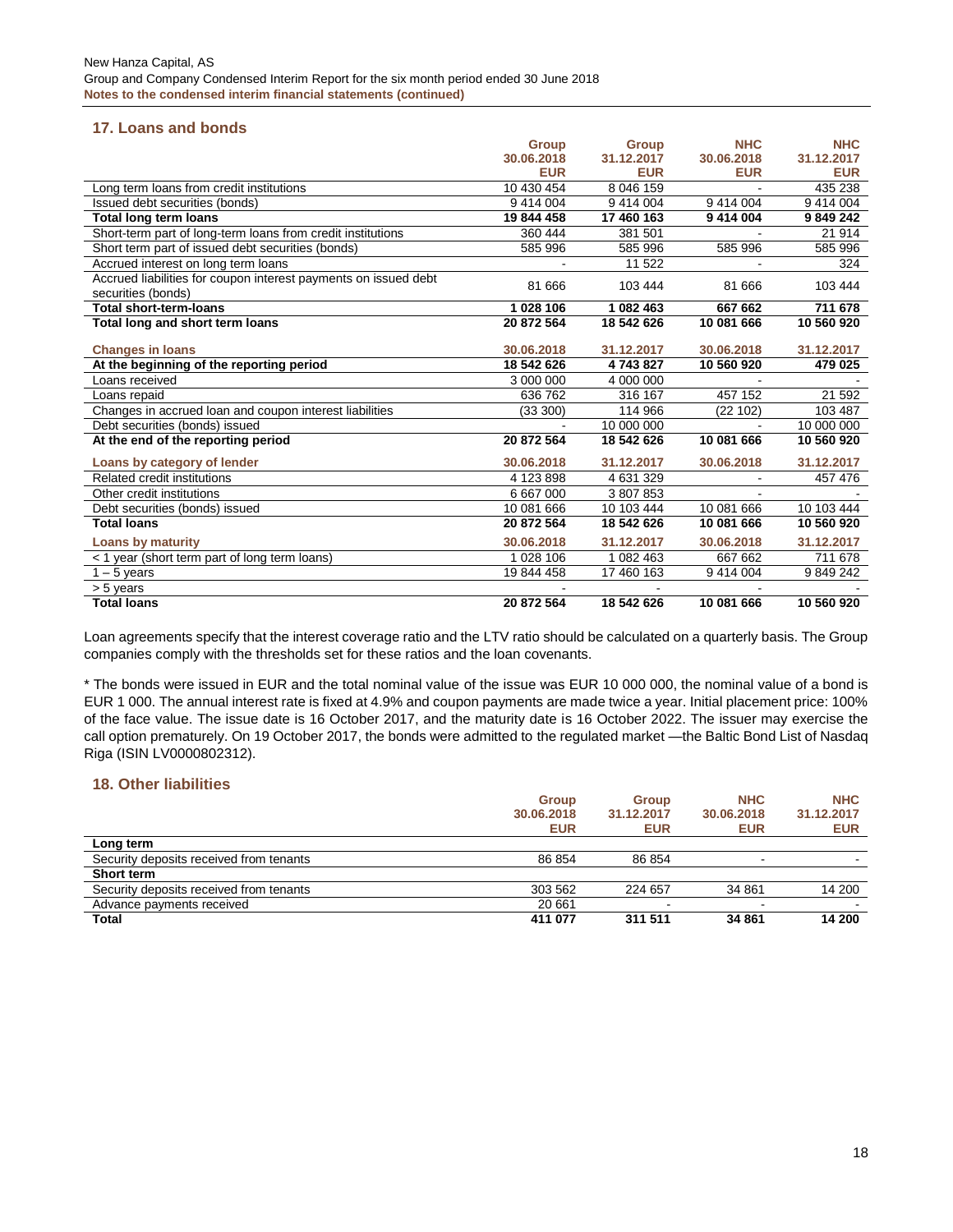## 17. Loans and bonds

| | Group 30.06.2018 EUR | Group 31.12.2017 EUR | NHC 30.06.2018 EUR | NHC 31.12.2017 EUR |
|---|---|---|---|---|
| Long term loans from credit institutions | 10 430 454 | 8 046 159 | - | 435 238 |
| Issued debt securities (bonds) | 9 414 004 | 9 414 004 | 9 414 004 | 9 414 004 |
| **Total long term loans** | **19 844 458** | **17 460 163** | **9 414 004** | **9 849 242** |
| Short-term part of long-term loans from credit institutions | 360 444 | 381 501 | - | 21 914 |
| Short term part of issued debt securities (bonds) | 585 996 | 585 996 | 585 996 | 585 996 |
| Accrued interest on long term loans | - | 11 522 | - | 324 |
| Accrued liabilities for coupon interest payments on issued debt securities (bonds) | 81 666 | 103 444 | 81 666 | 103 444 |
| **Total short-term-loans** | **1 028 106** | **1 082 463** | **667 662** | **711 678** |
| **Total long and short term loans** | **20 872 564** | **18 542 626** | **10 081 666** | **10 560 920** |

| **Changes in loans** | **30.06.2018** | **31.12.2017** | **30.06.2018** | **31.12.2017** |
|---|---|---|---|---|
| **At the beginning of the reporting period** | **18 542 626** | **4 743 827** | **10 560 920** | **479 025** |
| Loans received | 3 000 000 | 4 000 000 | - | - |
| Loans repaid | 636 762 | 316 167 | 457 152 | 21 592 |
| Changes in accrued loan and coupon interest liabilities | (33 300) | 114 966 | (22 102) | 103 487 |
| Debt securities (bonds) issued | - | 10 000 000 | - | 10 000 000 |
| **At the end of the reporting period** | **20 872 564** | **18 542 626** | **10 081 666** | **10 560 920** |

| **Loans by category of lender** | **30.06.2018** | **31.12.2017** | **30.06.2018** | **31.12.2017** |
|---|---|---|---|---|
| Related credit institutions | 4 123 898 | 4 631 329 | - | 457 476 |
| Other credit institutions | 6 667 000 | 3 807 853 | - | - |
| Debt securities (bonds) issued | 10 081 666 | 10 103 444 | 10 081 666 | 10 103 444 |
| **Total loans** | **20 872 564** | **18 542 626** | **10 081 666** | **10 560 920** |

| **Loans by maturity** | **30.06.2018** | **31.12.2017** | **30.06.2018** | **31.12.2017** |
|---|---|---|---|---|
| < 1 year (short term part of long term loans) | 1 028 106 | 1 082 463 | 667 662 | 711 678 |
| 1 – 5 years | 19 844 458 | 17 460 163 | 9 414 004 | 9 849 242 |
| > 5 years | - | - | - | - |
| **Total loans** | **20 872 564** | **18 542 626** | **10 081 666** | **10 560 920** |

Loan agreements specify that the interest coverage ratio and the LTV ratio should be calculated on a quarterly basis. The Group companies comply with the thresholds set for these ratios and the loan covenants.

* The bonds were issued in EUR and the total nominal value of the issue was EUR 10 000 000, the nominal value of a bond is EUR 1 000. The annual interest rate is fixed at 4.9% and coupon payments are made twice a year. Initial placement price: 100% of the face value. The issue date is 16 October 2017, and the maturity date is 16 October 2022. The issuer may exercise the call option prematurely. On 19 October 2017, the bonds were admitted to the regulated market —the Baltic Bond List of Nasdaq Riga (ISIN LV0000802312).

## 18. Other liabilities

| | Group 30.06.2018 EUR | Group 31.12.2017 EUR | NHC 30.06.2018 EUR | NHC 31.12.2017 EUR |
|---|---|---|---|---|
| **Long term** | | | | |
| Security deposits received from tenants | 86 854 | 86 854 | - | - |
| **Short term** | | | | |
| Security deposits received from tenants | 303 562 | 224 657 | 34 861 | 14 200 |
| Advance payments received | 20 661 | - | - | - |
| **Total** | **411 077** | **311 511** | **34 861** | **14 200** |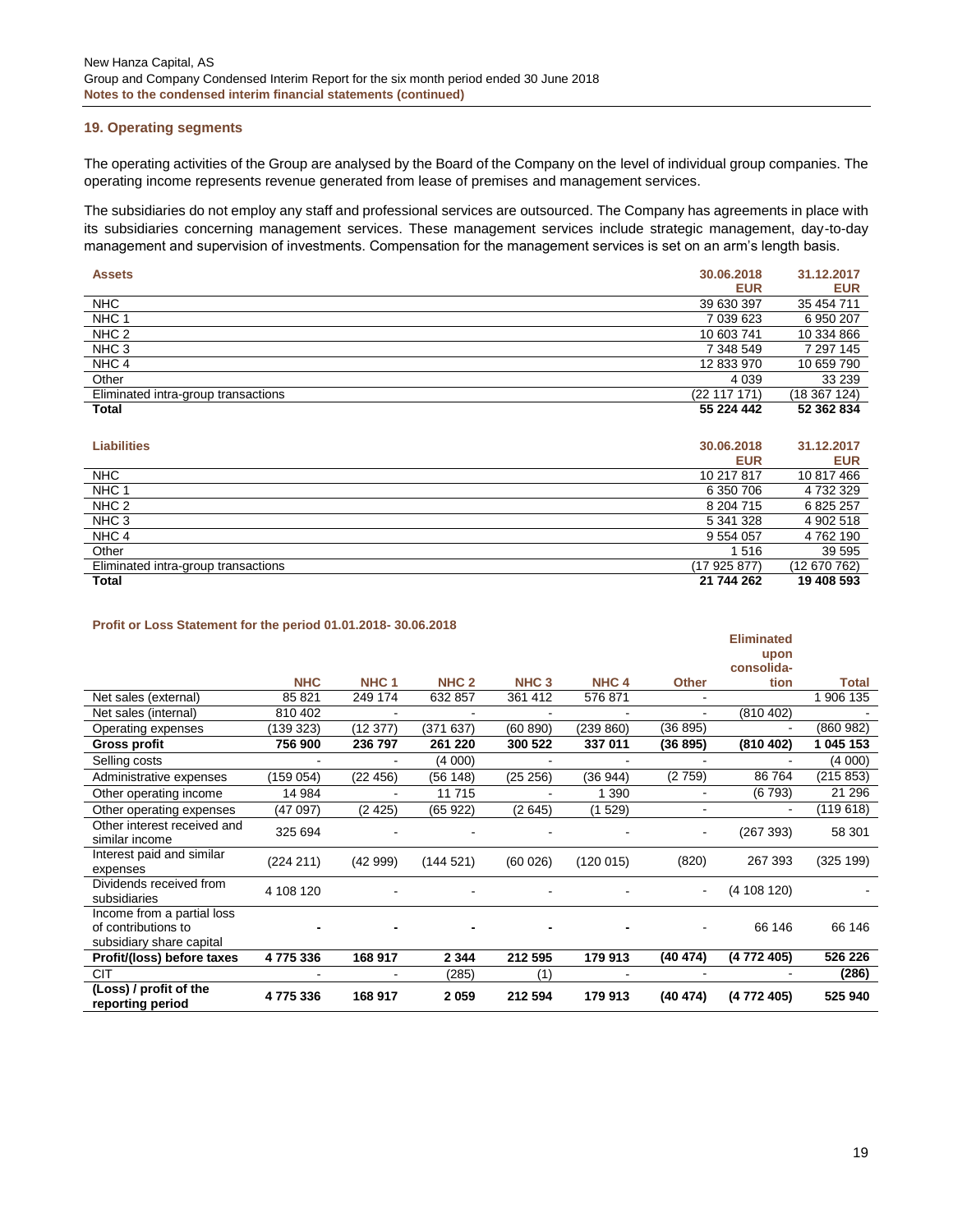## 19. Operating segments

The operating activities of the Group are analysed by the Board of the Company on the level of individual group companies. The operating income represents revenue generated from lease of premises and management services.

The subsidiaries do not employ any staff and professional services are outsourced. The Company has agreements in place with its subsidiaries concerning management services. These management services include strategic management, day-to-day management and supervision of investments. Compensation for the management services is set on an arm's length basis.

| Assets | 30.06.2018 EUR | 31.12.2017 EUR |
|---|---|---|
| NHC | 39 630 397 | 35 454 711 |
| NHC 1 | 7 039 623 | 6 950 207 |
| NHC 2 | 10 603 741 | 10 334 866 |
| NHC 3 | 7 348 549 | 7 297 145 |
| NHC 4 | 12 833 970 | 10 659 790 |
| Other | 4 039 | 33 239 |
| Eliminated intra-group transactions | (22 117 171) | (18 367 124) |
| **Total** | **55 224 442** | **52 362 834** |

| Liabilities | 30.06.2018 EUR | 31.12.2017 EUR |
|---|---|---|
| NHC | 10 217 817 | 10 817 466 |
| NHC 1 | 6 350 706 | 4 732 329 |
| NHC 2 | 8 204 715 | 6 825 257 |
| NHC 3 | 5 341 328 | 4 902 518 |
| NHC 4 | 9 554 057 | 4 762 190 |
| Other | 1 516 | 39 595 |
| Eliminated intra-group transactions | (17 925 877) | (12 670 762) |
| **Total** | **21 744 262** | **19 408 593** |

**Profit or Loss Statement for the period 01.01.2018- 30.06.2018**

| | NHC | NHC 1 | NHC 2 | NHC 3 | NHC 4 | Other | Eliminated upon consolida-tion | Total |
|---|---|---|---|---|---|---|---|---|
| Net sales (external) | 85 821 | 249 174 | 632 857 | 361 412 | 576 871 | - | | 1 906 135 |
| Net sales (internal) | 810 402 | - | - | - | - | - | (810 402) | - |
| Operating expenses | (139 323) | (12 377) | (371 637) | (60 890) | (239 860) | (36 895) | - | (860 982) |
| **Gross profit** | **756 900** | **236 797** | **261 220** | **300 522** | **337 011** | **(36 895)** | **(810 402)** | **1 045 153** |
| Selling costs | - | - | (4 000) | - | - | - | - | (4 000) |
| Administrative expenses | (159 054) | (22 456) | (56 148) | (25 256) | (36 944) | (2 759) | 86 764 | (215 853) |
| Other operating income | 14 984 | - | 11 715 | - | 1 390 | - | (6 793) | 21 296 |
| Other operating expenses | (47 097) | (2 425) | (65 922) | (2 645) | (1 529) | - | - | (119 618) |
| Other interest received and similar income | 325 694 | - | - | - | - | - | (267 393) | 58 301 |
| Interest paid and similar expenses | (224 211) | (42 999) | (144 521) | (60 026) | (120 015) | (820) | 267 393 | (325 199) |
| Dividends received from subsidiaries | 4 108 120 | - | - | - | - | - | (4 108 120) | - |
| Income from a partial loss of contributions to subsidiary share capital | - | - | - | - | - | - | 66 146 | 66 146 |
| **Profit/(loss) before taxes** | **4 775 336** | **168 917** | **2 344** | **212 595** | **179 913** | **(40 474)** | **(4 772 405)** | **526 226** |
| CIT | - | - | (285) | (1) | - | - | - | **(286)** |
| **(Loss) / profit of the reporting period** | **4 775 336** | **168 917** | **2 059** | **212 594** | **179 913** | **(40 474)** | **(4 772 405)** | **525 940** |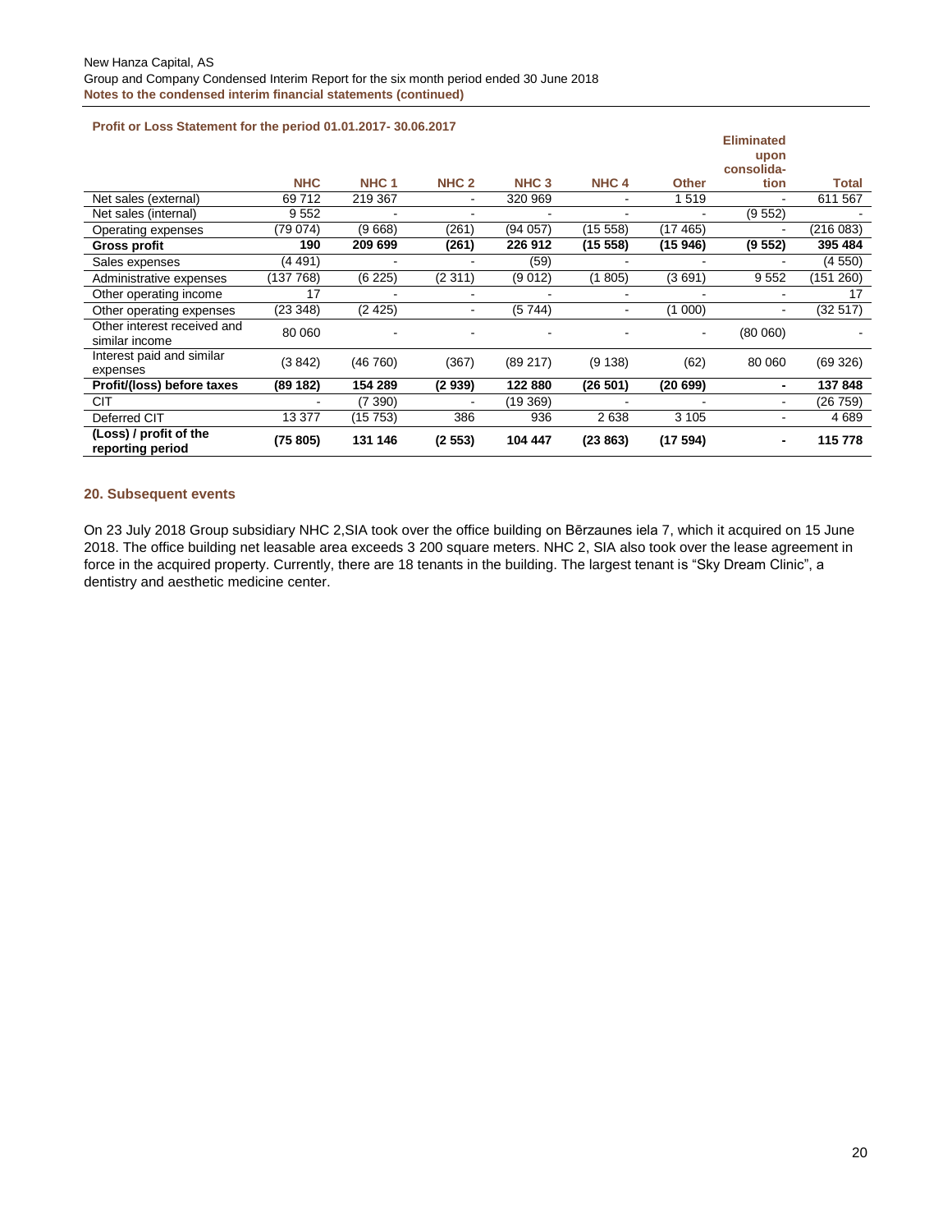**Profit or Loss Statement for the period 01.01.2017- 30.06.2017**

| | NHC | NHC 1 | NHC 2 | NHC 3 | NHC 4 | Other | Eliminated upon consolida-tion | Total |
|---|---|---|---|---|---|---|---|---|
| Net sales (external) | 69 712 | 219 367 | - | 320 969 | - | 1 519 | - | 611 567 |
| Net sales (internal) | 9 552 | - | - | - | - | - | (9 552) | - |
| Operating expenses | (79 074) | (9 668) | (261) | (94 057) | (15 558) | (17 465) | - | (216 083) |
| **Gross profit** | **190** | **209 699** | **(261)** | **226 912** | **(15 558)** | **(15 946)** | **(9 552)** | **395 484** |
| Sales expenses | (4 491) | - | - | (59) | - | - | - | (4 550) |
| Administrative expenses | (137 768) | (6 225) | (2 311) | (9 012) | (1 805) | (3 691) | 9 552 | (151 260) |
| Other operating income | 17 | - | - | - | - | - | - | 17 |
| Other operating expenses | (23 348) | (2 425) | - | (5 744) | - | (1 000) | - | (32 517) |
| Other interest received and similar income | 80 060 | - | - | - | - | - | (80 060) | - |
| Interest paid and similar expenses | (3 842) | (46 760) | (367) | (89 217) | (9 138) | (62) | 80 060 | (69 326) |
| **Profit/(loss) before taxes** | **(89 182)** | **154 289** | **(2 939)** | **122 880** | **(26 501)** | **(20 699)** | **-** | **137 848** |
| CIT | - | (7 390) | - | (19 369) | - | - | - | (26 759) |
| Deferred CIT | 13 377 | (15 753) | 386 | 936 | 2 638 | 3 105 | - | 4 689 |
| **(Loss) / profit of the reporting period** | **(75 805)** | **131 146** | **(2 553)** | **104 447** | **(23 863)** | **(17 594)** | **-** | **115 778** |

## 20. Subsequent events

On 23 July 2018 Group subsidiary NHC 2,SIA took over the office building on Bērzaunes iela 7, which it acquired on 15 June 2018. The office building net leasable area exceeds 3 200 square meters. NHC 2, SIA also took over the lease agreement in force in the acquired property. Currently, there are 18 tenants in the building. The largest tenant is "Sky Dream Clinic", a dentistry and aesthetic medicine center.